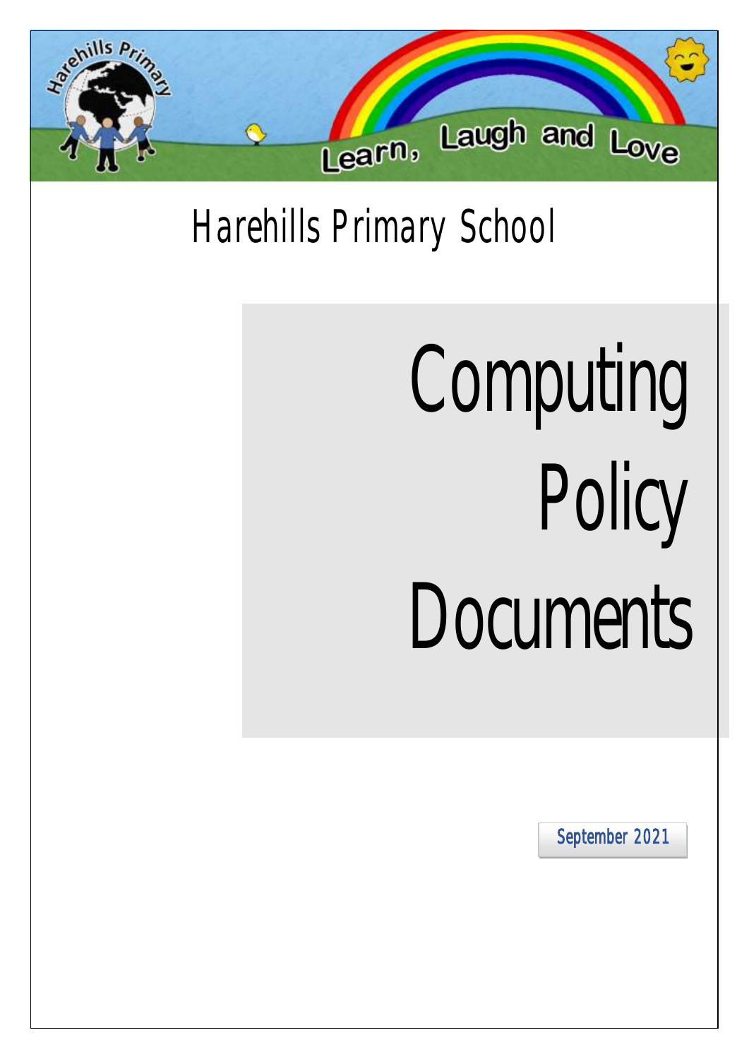Harehills Primary School

Learn, Laugh and Love

# Harehills Primary School

# Computing Policy Documents

September 2021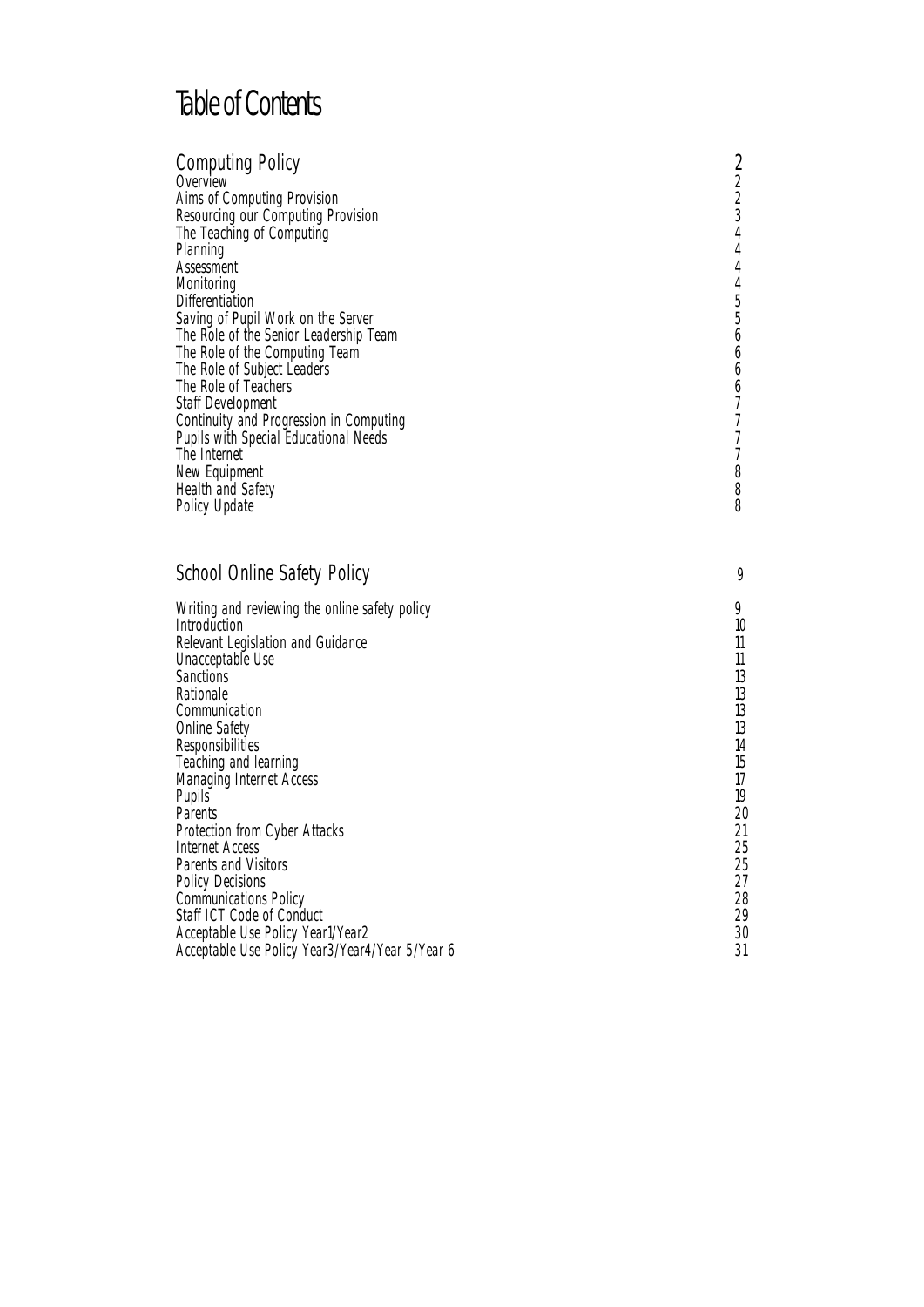# Table of Contents

| Computing Policy | 2 |
| --- | --- |
| Overview | 2 |
| Aims of Computing Provision | 2 |
| Resourcing our Computing Provision | 3 |
| The Teaching of Computing | 4 |
| Planning | 4 |
| Assessment | 4 |
| Monitoring | 4 |
| Differentiation | 5 |
| Saving of Pupil Work on the Server | 5 |
| The Role of the Senior Leadership Team | 6 |
| The Role of the Computing Team | 6 |
| The Role of Subject Leaders | 6 |
| The Role of Teachers | 6 |
| Staff Development | 7 |
| Continuity and Progression in Computing | 7 |
| Pupils with Special Educational Needs | 7 |
| The Internet | 7 |
| New Equipment | 8 |
| Health and Safety | 8 |
| Policy Update | 8 |

| School Online Safety Policy | 9 |
| --- | --- |
| Writing and reviewing the online safety policy | 9 |
| Introduction | 10 |
| Relevant Legislation and Guidance | 11 |
| Unacceptable Use | 11 |
| Sanctions | 13 |
| Rationale | 13 |
| Communication | 13 |
| Online Safety | 13 |
| Responsibilities | 14 |
| Teaching and learning | 15 |
| Managing Internet Access | 17 |
| Pupils | 19 |
| Parents | 20 |
| Protection from Cyber Attacks | 21 |
| Internet Access | 25 |
| Parents and Visitors | 25 |
| Policy Decisions | 27 |
| Communications Policy | 28 |
| Staff ICT Code of Conduct | 29 |
| Acceptable Use Policy Year1/Year2 | 30 |
| Acceptable Use Policy Year3/Year4/Year 5/Year 6 | 31 |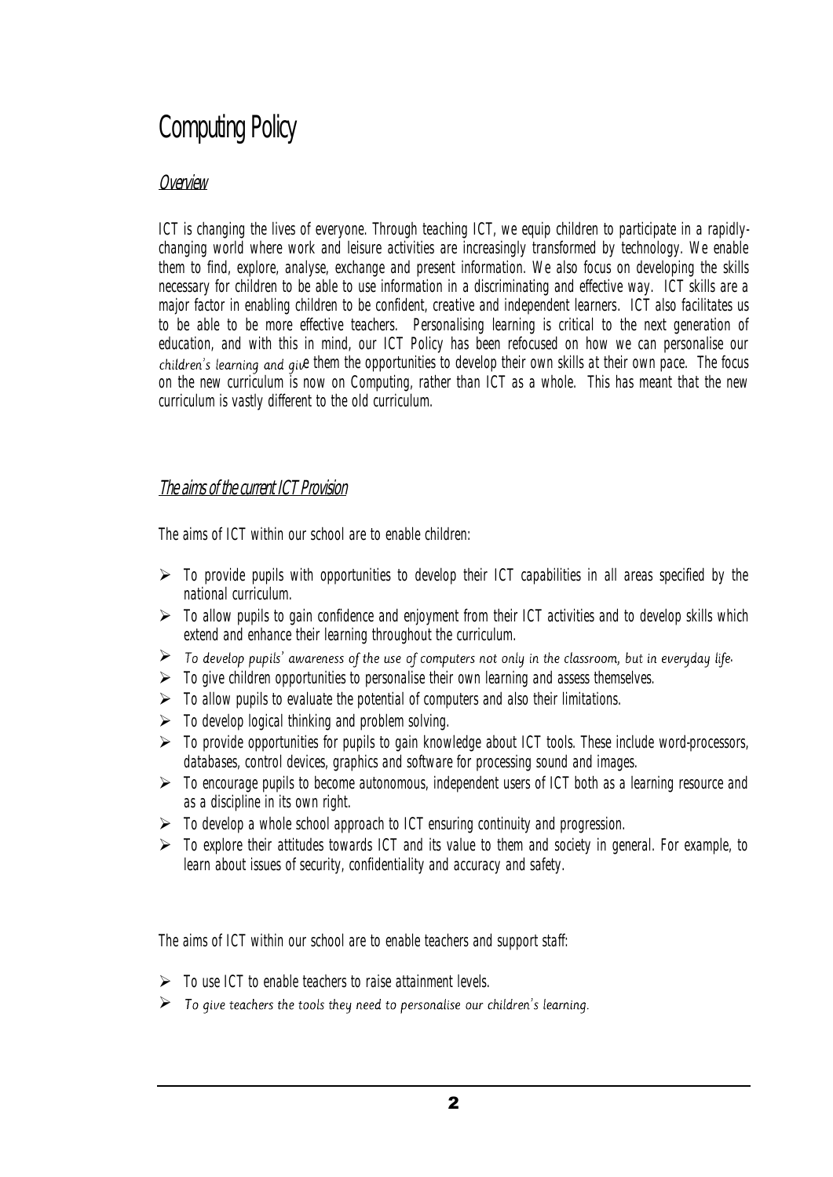# Computing Policy

## Overview

ICT is changing the lives of everyone. Through teaching ICT, we equip children to participate in a rapidly-changing world where work and leisure activities are increasingly transformed by technology. We enable them to find, explore, analyse, exchange and present information. We also focus on developing the skills necessary for children to be able to use information in a discriminating and effective way. ICT skills are a major factor in enabling children to be confident, creative and independent learners. ICT also facilitates us to be able to be more effective teachers. Personalising learning is critical to the next generation of education, and with this in mind, our ICT Policy has been refocused on how we can personalise our children's learning and give them the opportunities to develop their own skills at their own pace. The focus on the new curriculum is now on Computing, rather than ICT as a whole. This has meant that the new curriculum is vastly different to the old curriculum.

## The aims of the current ICT Provision

The aims of ICT within our school are to enable children:

- To provide pupils with opportunities to develop their ICT capabilities in all areas specified by the national curriculum.
- To allow pupils to gain confidence and enjoyment from their ICT activities and to develop skills which extend and enhance their learning throughout the curriculum.
- To develop pupils' awareness of the use of computers not only in the classroom, but in everyday life.
- To give children opportunities to personalise their own learning and assess themselves.
- To allow pupils to evaluate the potential of computers and also their limitations.
- To develop logical thinking and problem solving.
- To provide opportunities for pupils to gain knowledge about ICT tools. These include word-processors, databases, control devices, graphics and software for processing sound and images.
- To encourage pupils to become autonomous, independent users of ICT both as a learning resource and as a discipline in its own right.
- To develop a whole school approach to ICT ensuring continuity and progression.
- To explore their attitudes towards ICT and its value to them and society in general. For example, to learn about issues of security, confidentiality and accuracy and safety.

The aims of ICT within our school are to enable teachers and support staff:

- To use ICT to enable teachers to raise attainment levels.
- To give teachers the tools they need to personalise our children's learning.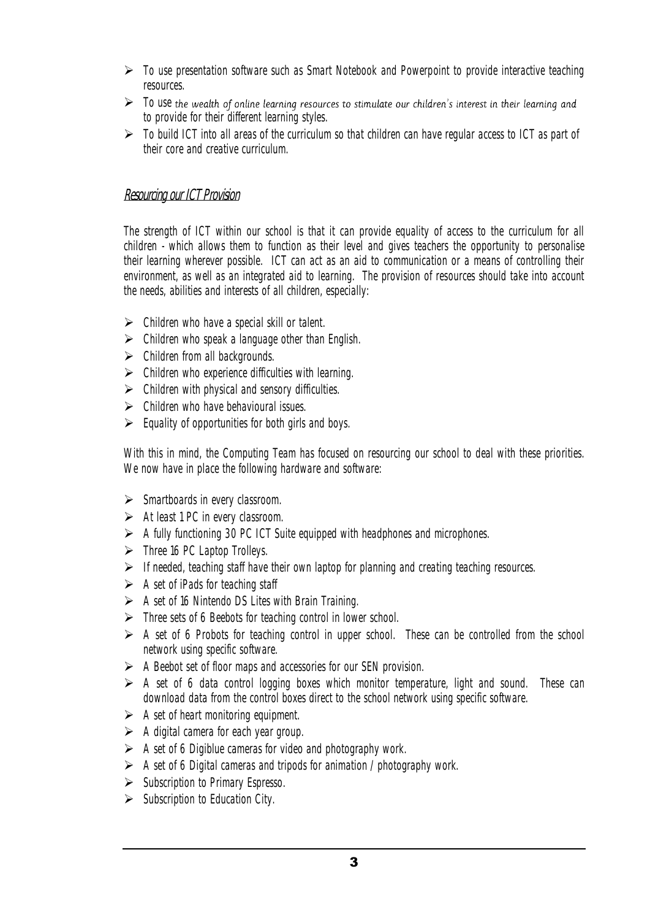- To use presentation software such as Smart Notebook and Powerpoint to provide interactive teaching resources.
- To use the wealth of online learning resources to stimulate our children's interest in their learning and to provide for their different learning styles.
- To build ICT into all areas of the curriculum so that children can have regular access to ICT as part of their core and creative curriculum.

## Resourcing our ICT Provision

The strength of ICT within our school is that it can provide equality of access to the curriculum for all children - which allows them to function as their level and gives teachers the opportunity to personalise their learning wherever possible. ICT can act as an aid to communication or a means of controlling their environment, as well as an integrated aid to learning. The provision of resources should take into account the needs, abilities and interests of all children, especially:

- Children who have a special skill or talent.
- Children who speak a language other than English.
- Children from all backgrounds.
- Children who experience difficulties with learning.
- Children with physical and sensory difficulties.
- Children who have behavioural issues.
- Equality of opportunities for both girls and boys.

With this in mind, the Computing Team has focused on resourcing our school to deal with these priorities. We now have in place the following hardware and software:

- Smartboards in every classroom.
- At least 1 PC in every classroom.
- A fully functioning 30 PC ICT Suite equipped with headphones and microphones.
- Three 16 PC Laptop Trolleys.
- If needed, teaching staff have their own laptop for planning and creating teaching resources.
- A set of iPads for teaching staff
- A set of 16 Nintendo DS Lites with Brain Training.
- Three sets of 6 Beebots for teaching control in lower school.
- A set of 6 Probots for teaching control in upper school. These can be controlled from the school network using specific software.
- A Beebot set of floor maps and accessories for our SEN provision.
- A set of 6 data control logging boxes which monitor temperature, light and sound. These can download data from the control boxes direct to the school network using specific software.
- A set of heart monitoring equipment.
- A digital camera for each year group.
- A set of 6 Digiblue cameras for video and photography work.
- A set of 6 Digital cameras and tripods for animation / photography work.
- Subscription to Primary Espresso.
- Subscription to Education City.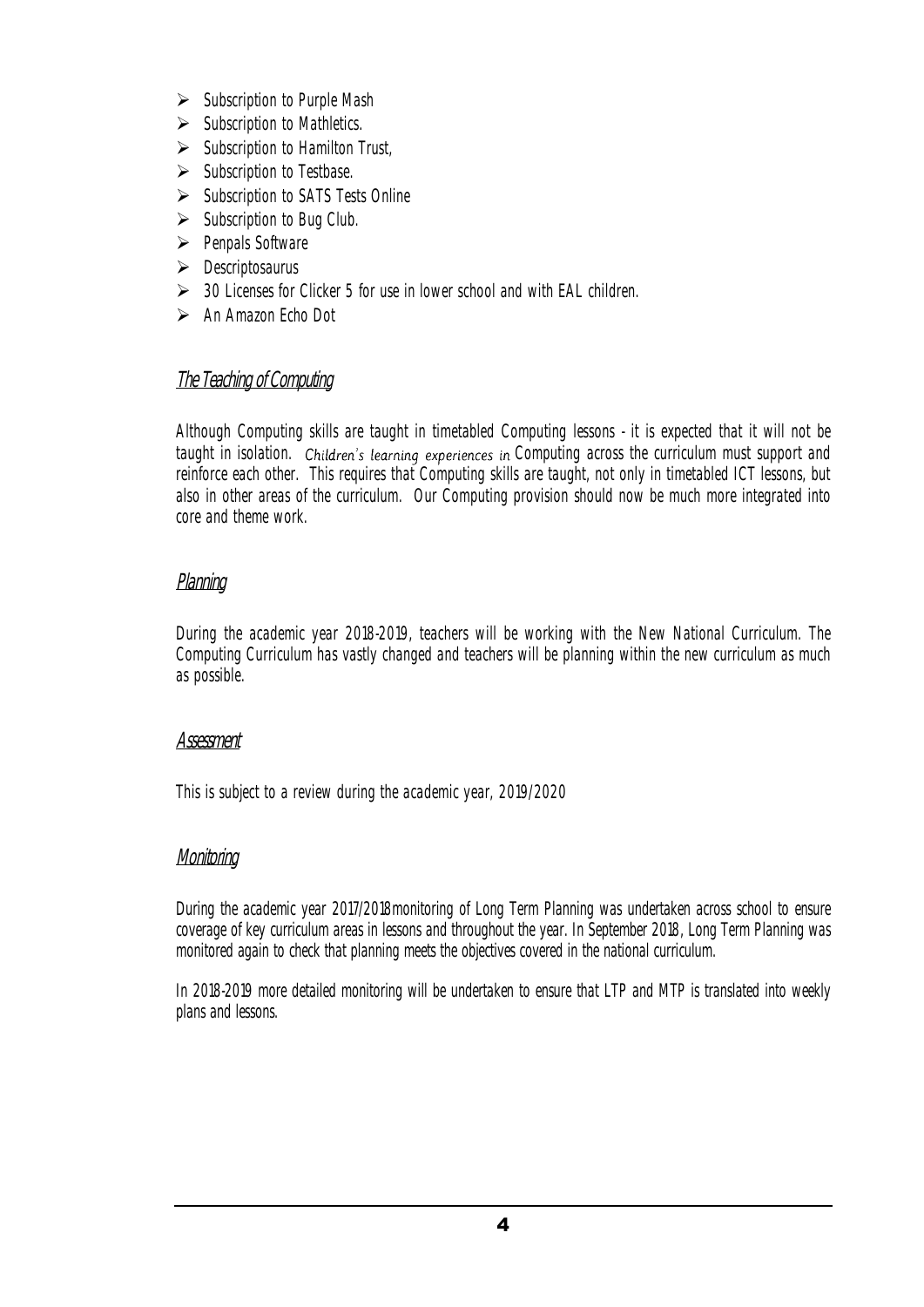- Subscription to Purple Mash
- Subscription to Mathletics.
- Subscription to Hamilton Trust,
- Subscription to Testbase.
- Subscription to SATS Tests Online
- Subscription to Bug Club.
- Penpals Software
- Descriptosaurus
- 30 Licenses for Clicker 5 for use in lower school and with EAL children.
- An Amazon Echo Dot

## The Teaching of Computing

Although Computing skills are taught in timetabled Computing lessons - it is expected that it will not be taught in isolation. Children's learning experiences in Computing across the curriculum must support and reinforce each other. This requires that Computing skills are taught, not only in timetabled ICT lessons, but also in other areas of the curriculum. Our Computing provision should now be much more integrated into core and theme work.

## Planning

During the academic year 2018-2019, teachers will be working with the New National Curriculum. The Computing Curriculum has vastly changed and teachers will be planning within the new curriculum as much as possible.

## Assessment

This is subject to a review during the academic year, 2019/2020

## Monitoring

During the academic year 2017/2018 monitoring of Long Term Planning was undertaken across school to ensure coverage of key curriculum areas in lessons and throughout the year. In September 2018, Long Term Planning was monitored again to check that planning meets the objectives covered in the national curriculum.

In 2018-2019 more detailed monitoring will be undertaken to ensure that LTP and MTP is translated into weekly plans and lessons.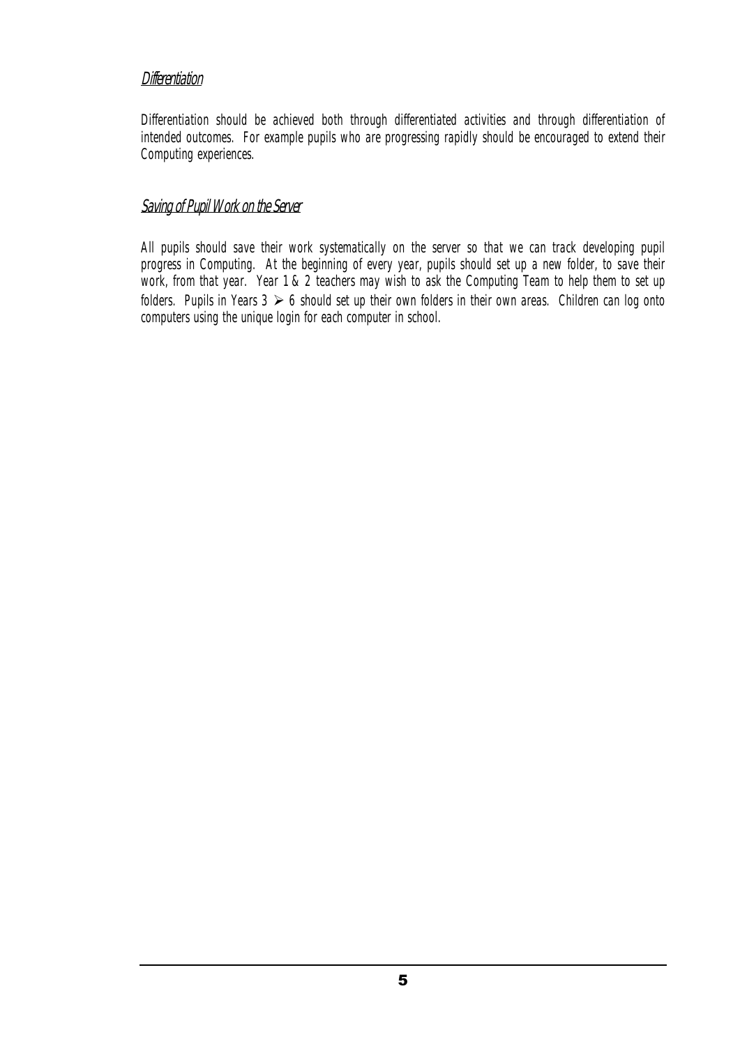## Differentiation

Differentiation should be achieved both through differentiated activities and through differentiation of intended outcomes. For example pupils who are progressing rapidly should be encouraged to extend their Computing experiences.

## Saving of Pupil Work on the Server

All pupils should save their work systematically on the server so that we can track developing pupil progress in Computing. At the beginning of every year, pupils should set up a new folder, to save their work, from that year. Year 1 & 2 teachers may wish to ask the Computing Team to help them to set up folders. Pupils in Years 3 ➢ 6 should set up their own folders in their own areas. Children can log onto computers using the unique login for each computer in school.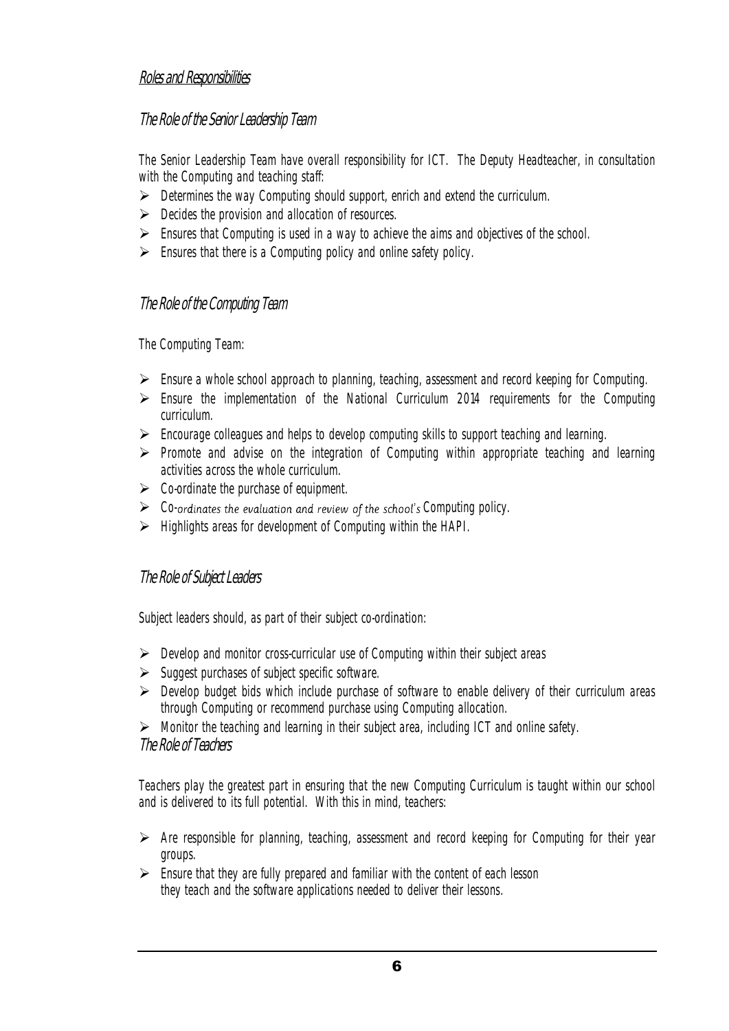## Roles and Responsibilities

### The Role of the Senior Leadership Team

The Senior Leadership Team have overall responsibility for ICT. The Deputy Headteacher, in consultation with the Computing and teaching staff:

- Determines the way Computing should support, enrich and extend the curriculum.
- Decides the provision and allocation of resources.
- Ensures that Computing is used in a way to achieve the aims and objectives of the school.
- Ensures that there is a Computing policy and online safety policy.

### The Role of the Computing Team

The Computing Team:

- Ensure a whole school approach to planning, teaching, assessment and record keeping for Computing.
- Ensure the implementation of the National Curriculum 2014 requirements for the Computing curriculum.
- Encourage colleagues and helps to develop computing skills to support teaching and learning.
- Promote and advise on the integration of Computing within appropriate teaching and learning activities across the whole curriculum.
- Co-ordinate the purchase of equipment.
- Co-ordinates the evaluation and review of the school's Computing policy.
- Highlights areas for development of Computing within the HAPI.

### The Role of Subject Leaders

Subject leaders should, as part of their subject co-ordination:

- Develop and monitor cross-curricular use of Computing within their subject areas
- Suggest purchases of subject specific software.
- Develop budget bids which include purchase of software to enable delivery of their curriculum areas through Computing or recommend purchase using Computing allocation.
- Monitor the teaching and learning in their subject area, including ICT and online safety.

### The Role of Teachers

Teachers play the greatest part in ensuring that the new Computing Curriculum is taught within our school and is delivered to its full potential. With this in mind, teachers:

- Are responsible for planning, teaching, assessment and record keeping for Computing for their year groups.
- Ensure that they are fully prepared and familiar with the content of each lesson they teach and the software applications needed to deliver their lessons.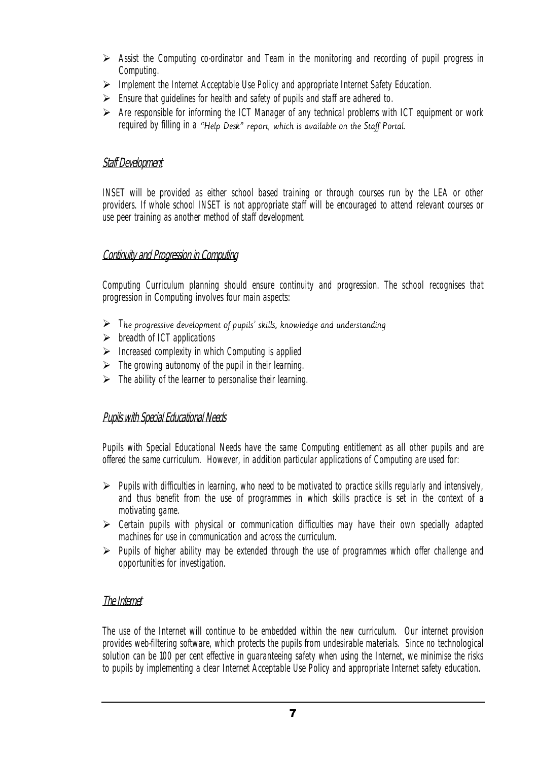- Assist the Computing co-ordinator and Team in the monitoring and recording of pupil progress in Computing.
- Implement the Internet Acceptable Use Policy and appropriate Internet Safety Education.
- Ensure that guidelines for health and safety of pupils and staff are adhered to.
- Are responsible for informing the ICT Manager of any technical problems with ICT equipment or work required by filling in a *"Help Desk" report, which is available on the Staff Portal.*

## Staff Development

INSET will be provided as either school based training or through courses run by the LEA or other providers. If whole school INSET is not appropriate staff will be encouraged to attend relevant courses or use peer training as another method of staff development.

## Continuity and Progression in Computing

Computing Curriculum planning should ensure continuity and progression. The school recognises that progression in Computing involves four main aspects:

- T*he progressive development of pupils' skills, knowledge and understanding*
- breadth of ICT applications
- Increased complexity in which Computing is applied
- The growing autonomy of the pupil in their learning.
- The ability of the learner to personalise their learning.

## Pupils with Special Educational Needs

Pupils with Special Educational Needs have the same Computing entitlement as all other pupils and are offered the same curriculum. However, in addition particular applications of Computing are used for:

- Pupils with difficulties in learning, who need to be motivated to practice skills regularly and intensively, and thus benefit from the use of programmes in which skills practice is set in the context of a motivating game.
- Certain pupils with physical or communication difficulties may have their own specially adapted machines for use in communication and across the curriculum.
- Pupils of higher ability may be extended through the use of programmes which offer challenge and opportunities for investigation.

## The Internet

The use of the Internet will continue to be embedded within the new curriculum. Our internet provision provides web-filtering software, which protects the pupils from undesirable materials. Since no technological solution can be 100 per cent effective in guaranteeing safety when using the Internet, we minimise the risks to pupils by implementing a clear Internet Acceptable Use Policy and appropriate Internet safety education.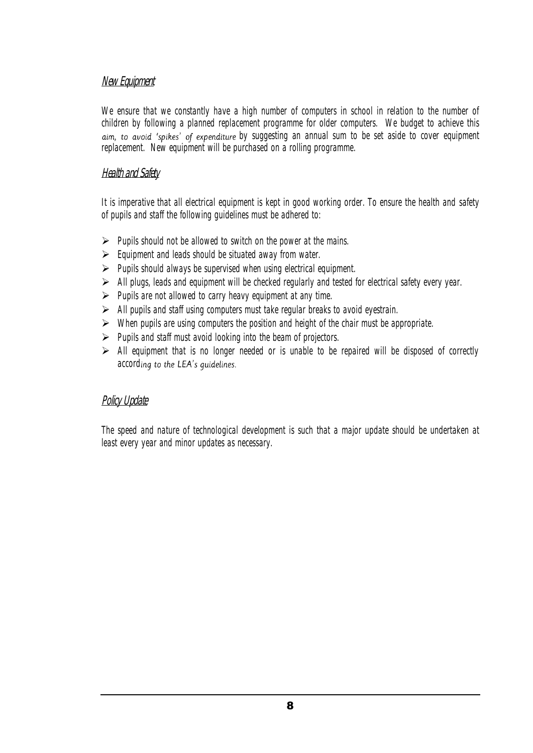## New Equipment

We ensure that we constantly have a high number of computers in school in relation to the number of children by following a planned replacement programme for older computers. We budget to achieve this aim, to avoid 'spikes' of expenditure by suggesting an annual sum to be set aside to cover equipment replacement. New equipment will be purchased on a rolling programme.

## Health and Safety

It is imperative that all electrical equipment is kept in good working order. To ensure the health and safety of pupils and staff the following guidelines must be adhered to:

- Pupils should not be allowed to switch on the power at the mains.
- Equipment and leads should be situated away from water.
- Pupils should always be supervised when using electrical equipment.
- All plugs, leads and equipment will be checked regularly and tested for electrical safety every year.
- Pupils are not allowed to carry heavy equipment at any time.
- All pupils and staff using computers must take regular breaks to avoid eyestrain.
- When pupils are using computers the position and height of the chair must be appropriate.
- Pupils and staff must avoid looking into the beam of projectors.
- All equipment that is no longer needed or is unable to be repaired will be disposed of correctly according to the LEA's guidelines.

## Policy Update

The speed and nature of technological development is such that a major update should be undertaken at least every year and minor updates as necessary.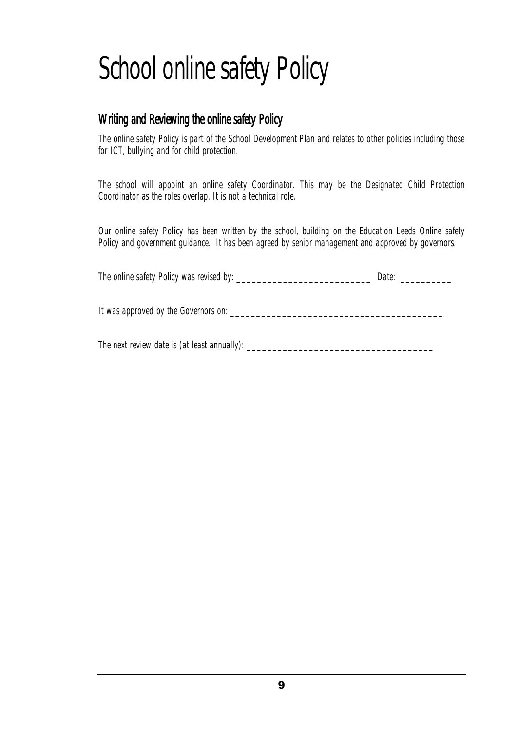# School online safety Policy

## Writing and Reviewing the online safety Policy

The online safety Policy is part of the School Development Plan and relates to other policies including those for ICT, bullying and for child protection.

The school will appoint an online safety Coordinator. This may be the Designated Child Protection Coordinator as the roles overlap. It is not a technical role.

Our online safety Policy has been written by the school, building on the Education Leeds Online safety Policy and government guidance. It has been agreed by senior management and approved by governors.

The online safety Policy was revised by: ___________________________ Date: __________

It was approved by the Governors on: __________________________________________

The next review date is (at least annually): _____________________________________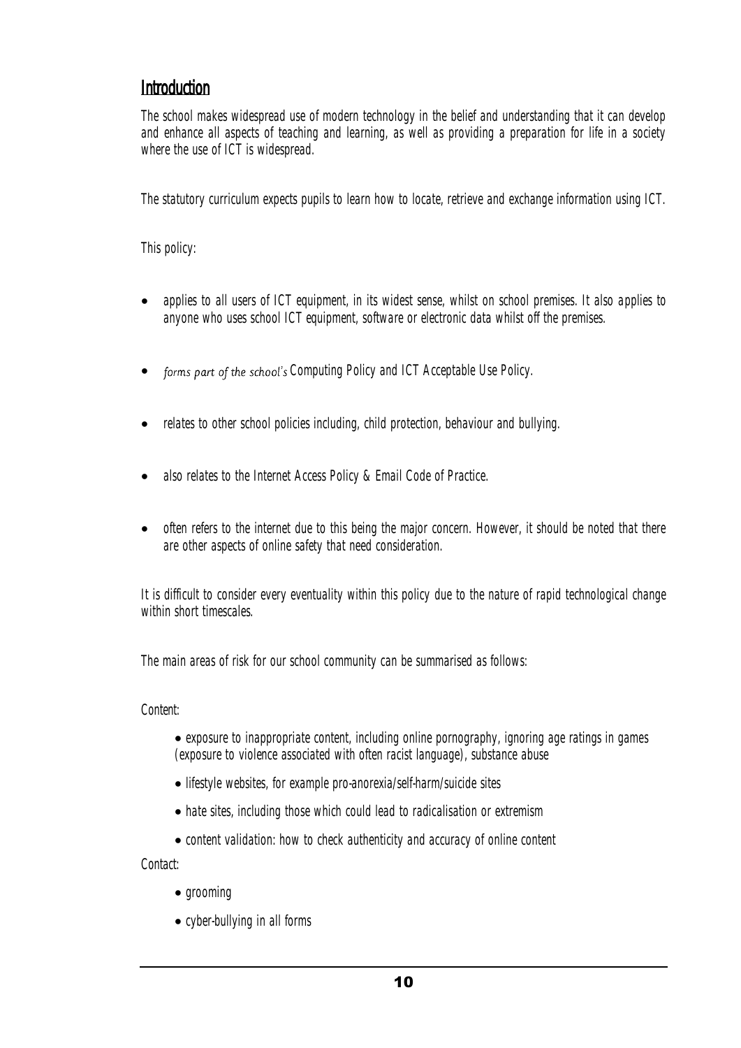## Introduction

The school makes widespread use of modern technology in the belief and understanding that it can develop and enhance all aspects of teaching and learning, as well as providing a preparation for life in a society where the use of ICT is widespread.

The statutory curriculum expects pupils to learn how to locate, retrieve and exchange information using ICT.

This policy:

- applies to all users of ICT equipment, in its widest sense, whilst on school premises. It also applies to anyone who uses school ICT equipment, software or electronic data whilst off the premises.
- *forms part of the school's* Computing Policy and ICT Acceptable Use Policy.
- relates to other school policies including, child protection, behaviour and bullying.
- also relates to the Internet Access Policy & Email Code of Practice.
- often refers to the internet due to this being the major concern. However, it should be noted that there are other aspects of online safety that need consideration.

It is difficult to consider every eventuality within this policy due to the nature of rapid technological change within short timescales.

The main areas of risk for our school community can be summarised as follows:

Content:

- exposure to inappropriate content, including online pornography, ignoring age ratings in games (exposure to violence associated with often racist language), substance abuse
- lifestyle websites, for example pro-anorexia/self-harm/suicide sites
- hate sites, including those which could lead to radicalisation or extremism
- content validation: how to check authenticity and accuracy of online content

Contact:

- grooming
- cyber-bullying in all forms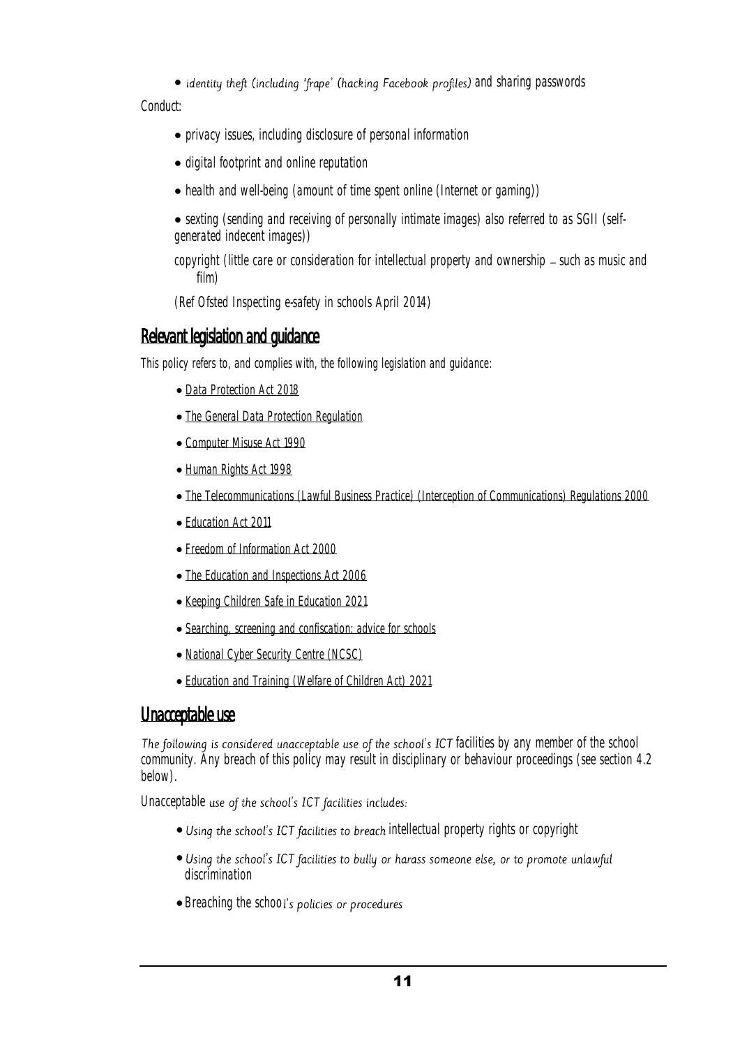- identity theft (including 'frape' (hacking Facebook profiles) and sharing passwords

Conduct:

- privacy issues, including disclosure of personal information
- digital footprint and online reputation
- health and well-being (amount of time spent online (Internet or gaming))
- sexting (sending and receiving of personally intimate images) also referred to as SGII (self-generated indecent images))

copyright (little care or consideration for intellectual property and ownership – such as music and film)

(Ref Ofsted Inspecting e-safety in schools April 2014)

## Relevant legislation and guidance

This policy refers to, and complies with, the following legislation and guidance:

- Data Protection Act 2018
- The General Data Protection Regulation
- Computer Misuse Act 1990
- Human Rights Act 1998
- The Telecommunications (Lawful Business Practice) (Interception of Communications) Regulations 2000
- Education Act 2011
- Freedom of Information Act 2000
- The Education and Inspections Act 2006
- Keeping Children Safe in Education 2021
- Searching, screening and confiscation: advice for schools
- National Cyber Security Centre (NCSC)
- Education and Training (Welfare of Children Act) 2021

## Unacceptable use

The following is considered unacceptable use of the school's ICT facilities by any member of the school community. Any breach of this policy may result in disciplinary or behaviour proceedings (see section 4.2 below).

Unacceptable use of the school's ICT facilities includes:

- Using the school's ICT facilities to breach intellectual property rights or copyright
- Using the school's ICT facilities to bully or harass someone else, or to promote unlawful discrimination
- Breaching the school's policies or procedures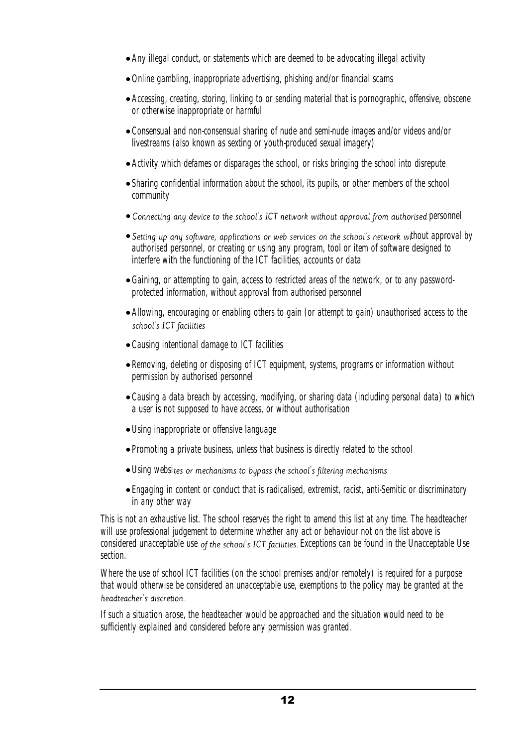- Any illegal conduct, or statements which are deemed to be advocating illegal activity
- Online gambling, inappropriate advertising, phishing and/or financial scams
- Accessing, creating, storing, linking to or sending material that is pornographic, offensive, obscene or otherwise inappropriate or harmful
- Consensual and non-consensual sharing of nude and semi-nude images and/or videos and/or livestreams (also known as sexting or youth-produced sexual imagery)
- Activity which defames or disparages the school, or risks bringing the school into disrepute
- Sharing confidential information about the school, its pupils, or other members of the school community
- Connecting any device to the school's ICT network without approval from authorised personnel
- Setting up any software, applications or web services on the school's network without approval by authorised personnel, or creating or using any program, tool or item of software designed to interfere with the functioning of the ICT facilities, accounts or data
- Gaining, or attempting to gain, access to restricted areas of the network, or to any password-protected information, without approval from authorised personnel
- Allowing, encouraging or enabling others to gain (or attempt to gain) unauthorised access to the school's ICT facilities
- Causing intentional damage to ICT facilities
- Removing, deleting or disposing of ICT equipment, systems, programs or information without permission by authorised personnel
- Causing a data breach by accessing, modifying, or sharing data (including personal data) to which a user is not supposed to have access, or without authorisation
- Using inappropriate or offensive language
- Promoting a private business, unless that business is directly related to the school
- Using websites or mechanisms to bypass the school's filtering mechanisms
- Engaging in content or conduct that is radicalised, extremist, racist, anti-Semitic or discriminatory in any other way

This is not an exhaustive list. The school reserves the right to amend this list at any time. The headteacher will use professional judgement to determine whether any act or behaviour not on the list above is considered unacceptable use of the school's ICT facilities. Exceptions can be found in the Unacceptable Use section.

Where the use of school ICT facilities (on the school premises and/or remotely) is required for a purpose that would otherwise be considered an unacceptable use, exemptions to the policy may be granted at the headteacher's discretion.

If such a situation arose, the headteacher would be approached and the situation would need to be sufficiently explained and considered before any permission was granted.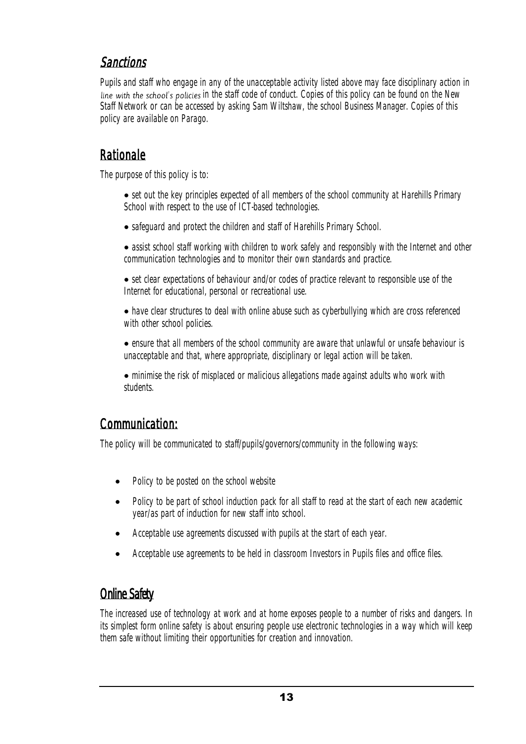## *Sanctions*

Pupils and staff who engage in any of the unacceptable activity listed above may face disciplinary action in *line with the school's policies* in the staff code of conduct. Copies of this policy can be found on the New Staff Network or can be accessed by asking Sam Wiltshaw, the school Business Manager. Copies of this policy are available on Parago.

## Rationale

The purpose of this policy is to:

- set out the key principles expected of all members of the school community at Harehills Primary School with respect to the use of ICT-based technologies.
- safeguard and protect the children and staff of Harehills Primary School.
- assist school staff working with children to work safely and responsibly with the Internet and other communication technologies and to monitor their own standards and practice.
- set clear expectations of behaviour and/or codes of practice relevant to responsible use of the Internet for educational, personal or recreational use.
- have clear structures to deal with online abuse such as cyberbullying which are cross referenced with other school policies.
- ensure that all members of the school community are aware that unlawful or unsafe behaviour is unacceptable and that, where appropriate, disciplinary or legal action will be taken.
- minimise the risk of misplaced or malicious allegations made against adults who work with students.

## Communication:

The policy will be communicated to staff/pupils/governors/community in the following ways:

- Policy to be posted on the school website
- Policy to be part of school induction pack for all staff to read at the start of each new academic year/as part of induction for new staff into school.
- Acceptable use agreements discussed with pupils at the start of each year.
- Acceptable use agreements to be held in classroom Investors in Pupils files and office files.

## Online Safety

The increased use of technology at work and at home exposes people to a number of risks and dangers. In its simplest form online safety is about ensuring people use electronic technologies in a way which will keep them safe without limiting their opportunities for creation and innovation.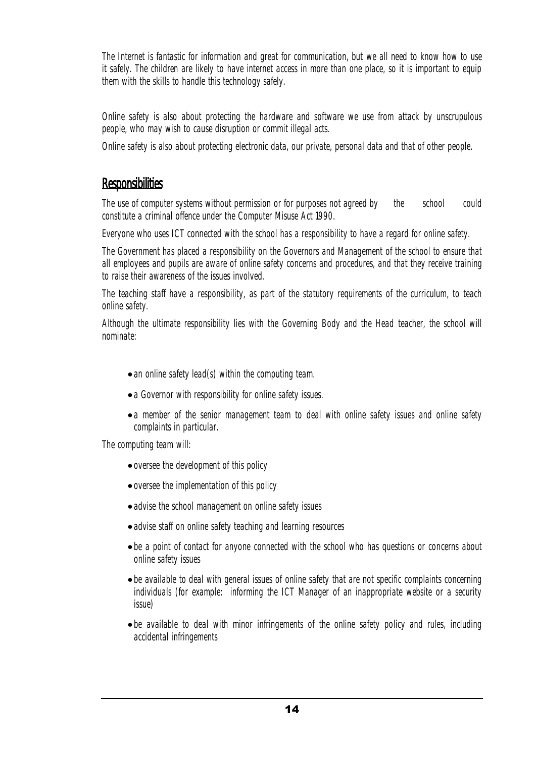The Internet is fantastic for information and great for communication, but we all need to know how to use it safely. The children are likely to have internet access in more than one place, so it is important to equip them with the skills to handle this technology safely.

Online safety is also about protecting the hardware and software we use from attack by unscrupulous people, who may wish to cause disruption or commit illegal acts.

Online safety is also about protecting electronic data, our private, personal data and that of other people.

## Responsibilities

The use of computer systems without permission or for purposes not agreed by the school could constitute a criminal offence under the Computer Misuse Act 1990.

Everyone who uses ICT connected with the school has a responsibility to have a regard for online safety.

The Government has placed a responsibility on the Governors and Management of the school to ensure that all employees and pupils are aware of online safety concerns and procedures, and that they receive training to raise their awareness of the issues involved.

The teaching staff have a responsibility, as part of the statutory requirements of the curriculum, to teach online safety.

Although the ultimate responsibility lies with the Governing Body and the Head teacher, the school will nominate:

- an online safety lead(s) within the computing team.
- a Governor with responsibility for online safety issues.
- a member of the senior management team to deal with online safety issues and online safety complaints in particular.

The computing team will:

- oversee the development of this policy
- oversee the implementation of this policy
- advise the school management on online safety issues
- advise staff on online safety teaching and learning resources
- be a point of contact for anyone connected with the school who has questions or concerns about online safety issues
- be available to deal with general issues of online safety that are not specific complaints concerning individuals (for example: informing the ICT Manager of an inappropriate website or a security issue)
- be available to deal with minor infringements of the online safety policy and rules, including accidental infringements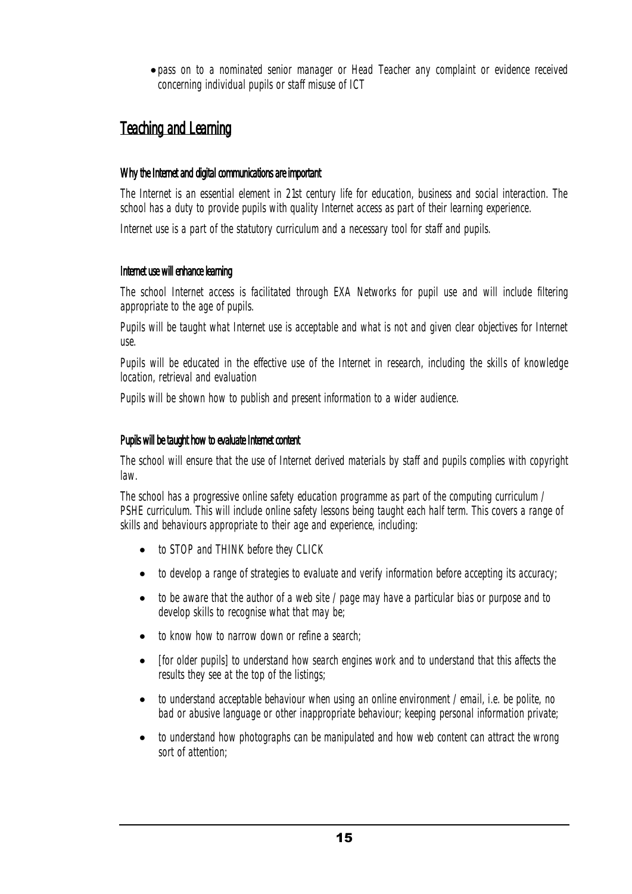- pass on to a nominated senior manager or Head Teacher any complaint or evidence received concerning individual pupils or staff misuse of ICT

## Teaching and Learning

### Why the Internet and digital communications are important

The Internet is an essential element in 21st century life for education, business and social interaction. The school has a duty to provide pupils with quality Internet access as part of their learning experience.

Internet use is a part of the statutory curriculum and a necessary tool for staff and pupils.

### Internet use will enhance learning

The school Internet access is facilitated through EXA Networks for pupil use and will include filtering appropriate to the age of pupils.

Pupils will be taught what Internet use is acceptable and what is not and given clear objectives for Internet use.

Pupils will be educated in the effective use of the Internet in research, including the skills of knowledge location, retrieval and evaluation

Pupils will be shown how to publish and present information to a wider audience.

### Pupils will be taught how to evaluate Internet content

The school will ensure that the use of Internet derived materials by staff and pupils complies with copyright law.

The school has a progressive online safety education programme as part of the computing curriculum / PSHE curriculum. This will include online safety lessons being taught each half term. This covers a range of skills and behaviours appropriate to their age and experience, including:

- to STOP and THINK before they CLICK
- to develop a range of strategies to evaluate and verify information before accepting its accuracy;
- to be aware that the author of a web site / page may have a particular bias or purpose and to develop skills to recognise what that may be;
- to know how to narrow down or refine a search;
- [for older pupils] to understand how search engines work and to understand that this affects the results they see at the top of the listings;
- to understand acceptable behaviour when using an online environment / email, i.e. be polite, no bad or abusive language or other inappropriate behaviour; keeping personal information private;
- to understand how photographs can be manipulated and how web content can attract the wrong sort of attention;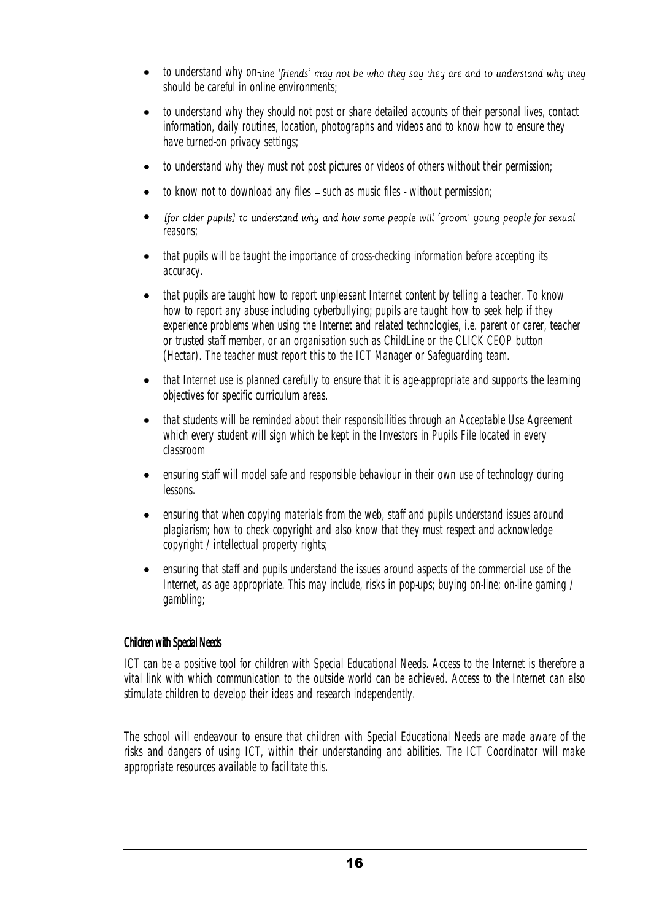- to understand why on-line 'friends' may not be who they say they are and to understand why they should be careful in online environments;
- to understand why they should not post or share detailed accounts of their personal lives, contact information, daily routines, location, photographs and videos and to know how to ensure they have turned-on privacy settings;
- to understand why they must not post pictures or videos of others without their permission;
- to know not to download any files – such as music files - without permission;
- [for older pupils] to understand why and how some people will 'groom' young people for sexual reasons;
- that pupils will be taught the importance of cross-checking information before accepting its accuracy.
- that pupils are taught how to report unpleasant Internet content by telling a teacher. To know how to report any abuse including cyberbullying; pupils are taught how to seek help if they experience problems when using the Internet and related technologies, i.e. parent or carer, teacher or trusted staff member, or an organisation such as ChildLine or the CLICK CEOP button (Hectar). The teacher must report this to the ICT Manager or Safeguarding team.
- that Internet use is planned carefully to ensure that it is age-appropriate and supports the learning objectives for specific curriculum areas.
- that students will be reminded about their responsibilities through an Acceptable Use Agreement which every student will sign which be kept in the Investors in Pupils File located in every classroom
- ensuring staff will model safe and responsible behaviour in their own use of technology during lessons.
- ensuring that when copying materials from the web, staff and pupils understand issues around plagiarism; how to check copyright and also know that they must respect and acknowledge copyright / intellectual property rights;
- ensuring that staff and pupils understand the issues around aspects of the commercial use of the Internet, as age appropriate. This may include, risks in pop-ups; buying on-line; on-line gaming / gambling;

### Children with Special Needs

ICT can be a positive tool for children with Special Educational Needs. Access to the Internet is therefore a vital link with which communication to the outside world can be achieved. Access to the Internet can also stimulate children to develop their ideas and research independently.

The school will endeavour to ensure that children with Special Educational Needs are made aware of the risks and dangers of using ICT, within their understanding and abilities. The ICT Coordinator will make appropriate resources available to facilitate this.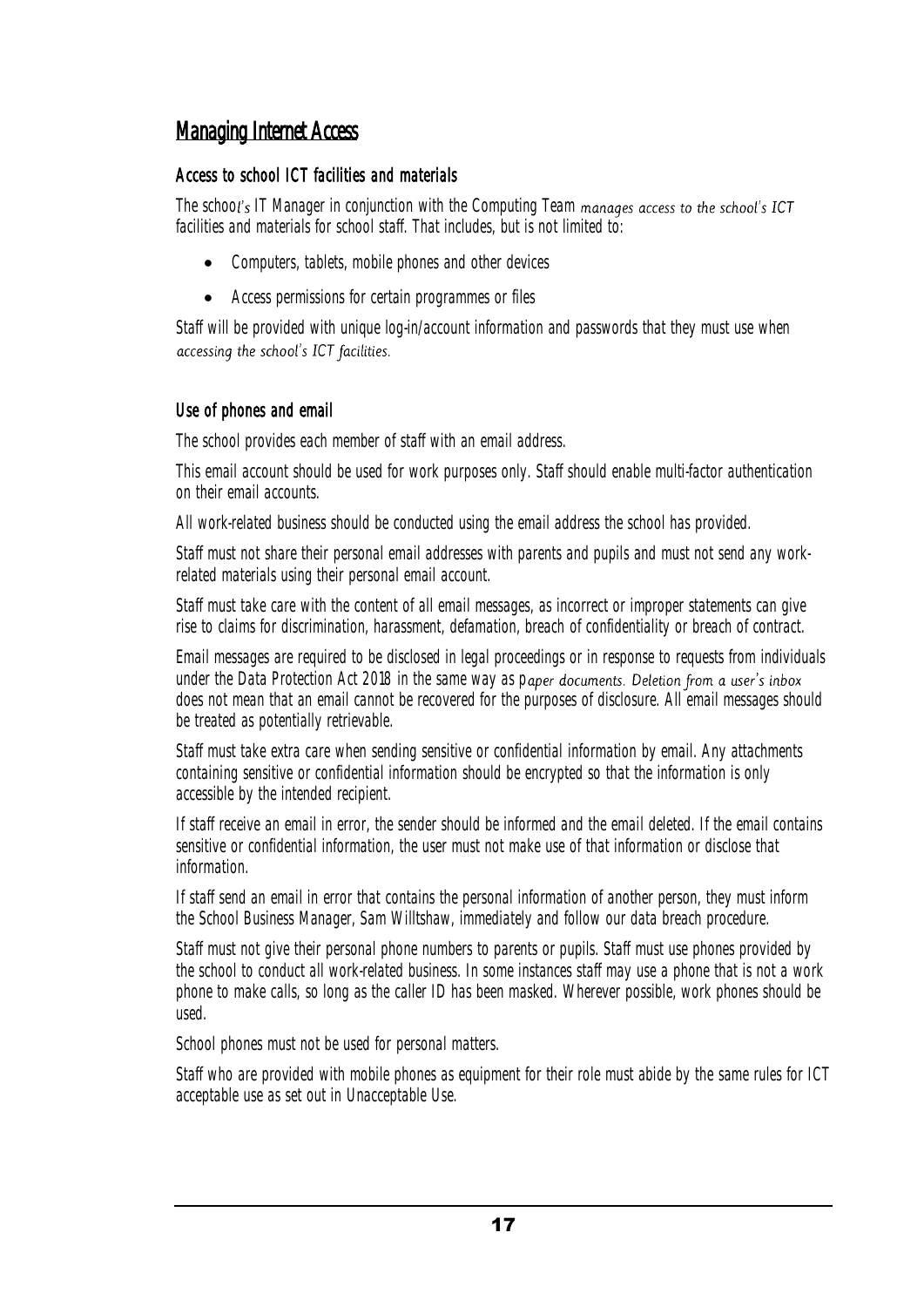## Managing Internet Access

### Access to school ICT facilities and materials

The school's IT Manager in conjunction with the Computing Team manages access to the school's ICT facilities and materials for school staff. That includes, but is not limited to:

- Computers, tablets, mobile phones and other devices
- Access permissions for certain programmes or files

Staff will be provided with unique log-in/account information and passwords that they must use when accessing the school's ICT facilities.

### Use of phones and email

The school provides each member of staff with an email address.

This email account should be used for work purposes only. Staff should enable multi-factor authentication on their email accounts.

All work-related business should be conducted using the email address the school has provided.

Staff must not share their personal email addresses with parents and pupils and must not send any work-related materials using their personal email account.

Staff must take care with the content of all email messages, as incorrect or improper statements can give rise to claims for discrimination, harassment, defamation, breach of confidentiality or breach of contract.

Email messages are required to be disclosed in legal proceedings or in response to requests from individuals under the Data Protection Act 2018 in the same way as paper documents. Deletion from a user's inbox does not mean that an email cannot be recovered for the purposes of disclosure. All email messages should be treated as potentially retrievable.

Staff must take extra care when sending sensitive or confidential information by email. Any attachments containing sensitive or confidential information should be encrypted so that the information is only accessible by the intended recipient.

If staff receive an email in error, the sender should be informed and the email deleted. If the email contains sensitive or confidential information, the user must not make use of that information or disclose that information.

If staff send an email in error that contains the personal information of another person, they must inform the School Business Manager, Sam Willtshaw, immediately and follow our data breach procedure.

Staff must not give their personal phone numbers to parents or pupils. Staff must use phones provided by the school to conduct all work-related business. In some instances staff may use a phone that is not a work phone to make calls, so long as the caller ID has been masked. Wherever possible, work phones should be used.

School phones must not be used for personal matters.

Staff who are provided with mobile phones as equipment for their role must abide by the same rules for ICT acceptable use as set out in Unacceptable Use.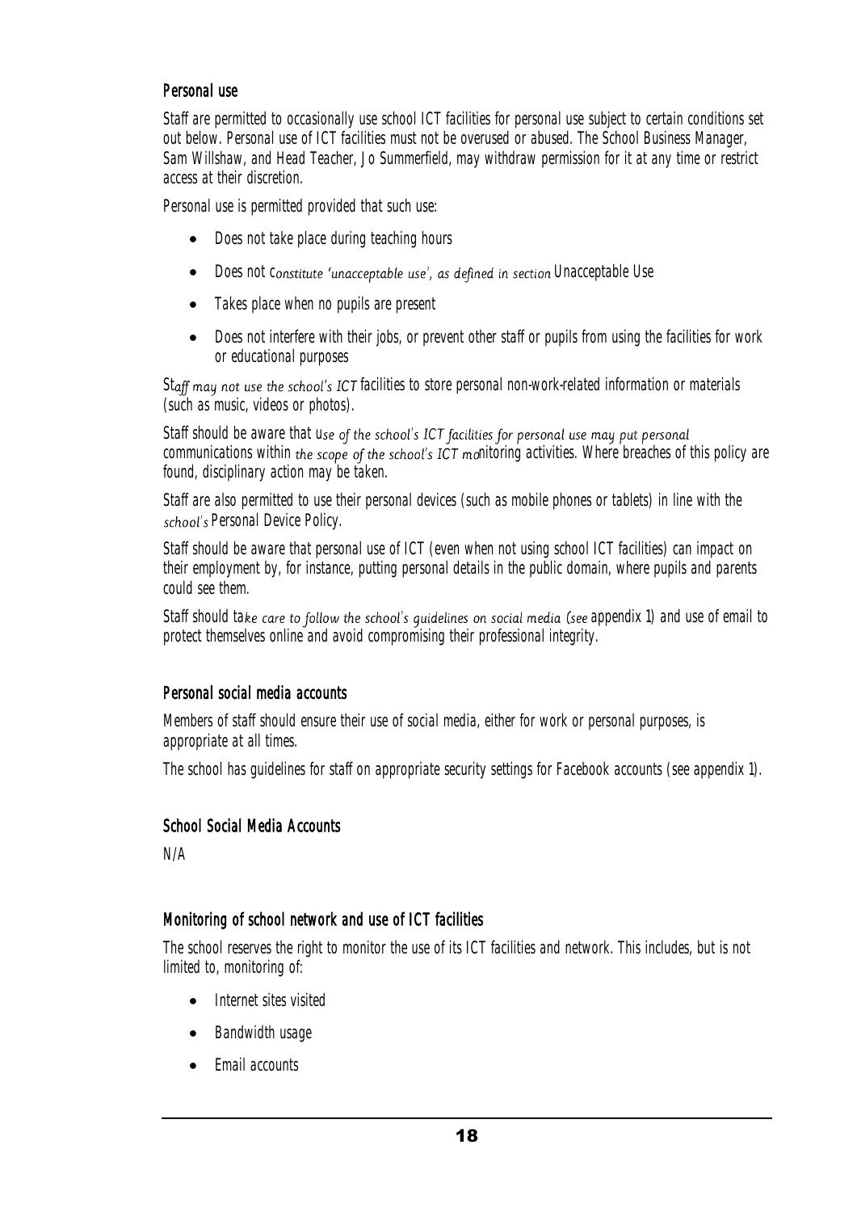### Personal use

Staff are permitted to occasionally use school ICT facilities for personal use subject to certain conditions set out below. Personal use of ICT facilities must not be overused or abused. The School Business Manager, Sam Willshaw, and Head Teacher, Jo Summerfield, may withdraw permission for it at any time or restrict access at their discretion.

Personal use is permitted provided that such use:

- Does not take place during teaching hours
- Does not constitute 'unacceptable use', as defined in section Unacceptable Use
- Takes place when no pupils are present
- Does not interfere with their jobs, or prevent other staff or pupils from using the facilities for work or educational purposes

Staff may not use the school's ICT facilities to store personal non-work-related information or materials (such as music, videos or photos).

Staff should be aware that use of the school's ICT facilities for personal use may put personal communications within the scope of the school's ICT monitoring activities. Where breaches of this policy are found, disciplinary action may be taken.

Staff are also permitted to use their personal devices (such as mobile phones or tablets) in line with the school's Personal Device Policy.

Staff should be aware that personal use of ICT (even when not using school ICT facilities) can impact on their employment by, for instance, putting personal details in the public domain, where pupils and parents could see them.

Staff should take care to follow the school's guidelines on social media (see appendix 1) and use of email to protect themselves online and avoid compromising their professional integrity.

### Personal social media accounts

Members of staff should ensure their use of social media, either for work or personal purposes, is appropriate at all times.

The school has guidelines for staff on appropriate security settings for Facebook accounts (see appendix 1).

### School Social Media Accounts

N/A

### Monitoring of school network and use of ICT facilities

The school reserves the right to monitor the use of its ICT facilities and network. This includes, but is not limited to, monitoring of:

- Internet sites visited
- Bandwidth usage
- Email accounts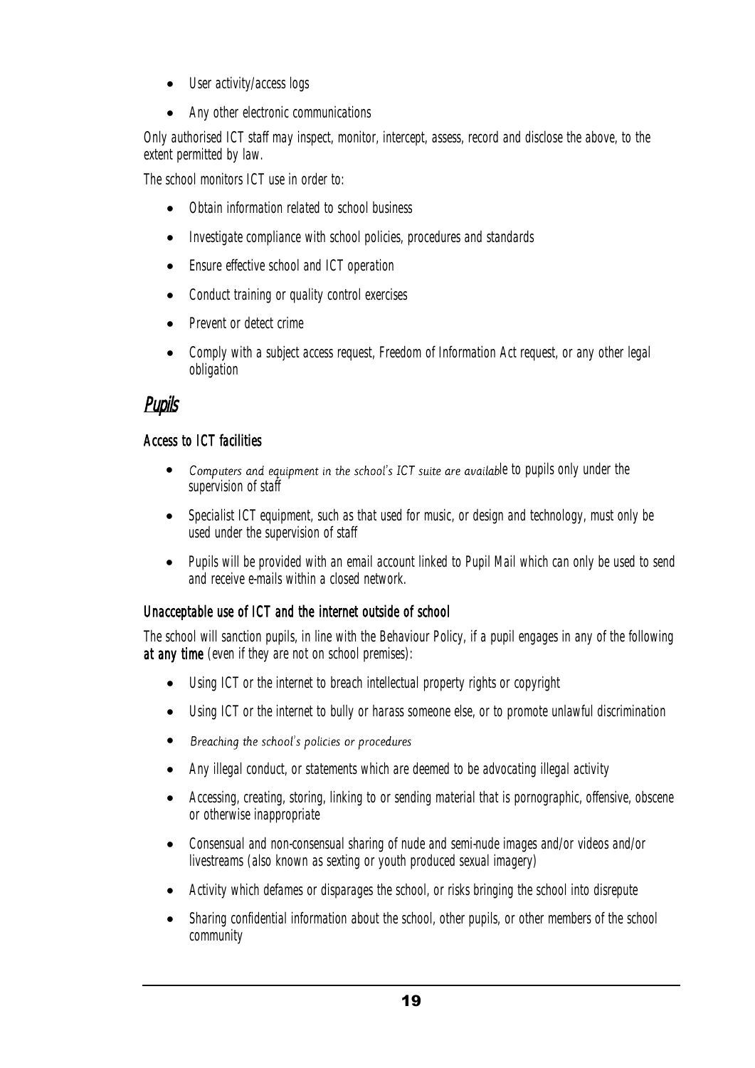- User activity/access logs
- Any other electronic communications

Only authorised ICT staff may inspect, monitor, intercept, assess, record and disclose the above, to the extent permitted by law.

The school monitors ICT use in order to:

- Obtain information related to school business
- Investigate compliance with school policies, procedures and standards
- Ensure effective school and ICT operation
- Conduct training or quality control exercises
- Prevent or detect crime
- Comply with a subject access request, Freedom of Information Act request, or any other legal obligation

## *Pupils*

### Access to ICT facilities

- Computers and equipment in the school's ICT suite are available to pupils only under the supervision of staff
- Specialist ICT equipment, such as that used for music, or design and technology, must only be used under the supervision of staff
- Pupils will be provided with an email account linked to Pupil Mail which can only be used to send and receive e-mails within a closed network.

### Unacceptable use of ICT and the internet outside of school

The school will sanction pupils, in line with the Behaviour Policy, if a pupil engages in any of the following **at any time** (even if they are not on school premises):

- Using ICT or the internet to breach intellectual property rights or copyright
- Using ICT or the internet to bully or harass someone else, or to promote unlawful discrimination
- Breaching the school's policies or procedures
- Any illegal conduct, or statements which are deemed to be advocating illegal activity
- Accessing, creating, storing, linking to or sending material that is pornographic, offensive, obscene or otherwise inappropriate
- Consensual and non-consensual sharing of nude and semi-nude images and/or videos and/or livestreams (also known as sexting or youth produced sexual imagery)
- Activity which defames or disparages the school, or risks bringing the school into disrepute
- Sharing confidential information about the school, other pupils, or other members of the school community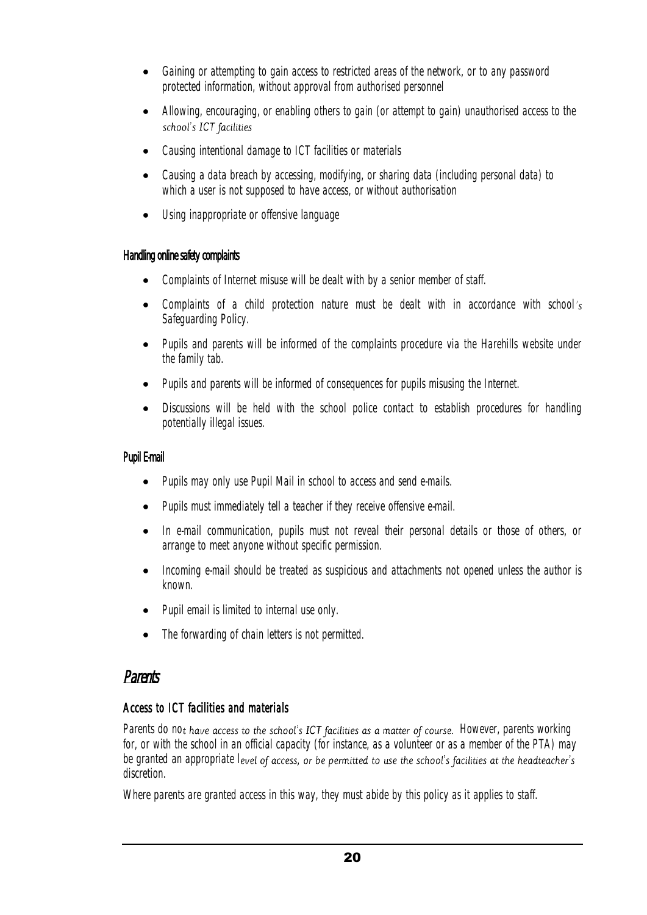- Gaining or attempting to gain access to restricted areas of the network, or to any password protected information, without approval from authorised personnel
- Allowing, encouraging, or enabling others to gain (or attempt to gain) unauthorised access to the school's ICT facilities
- Causing intentional damage to ICT facilities or materials
- Causing a data breach by accessing, modifying, or sharing data (including personal data) to which a user is not supposed to have access, or without authorisation
- Using inappropriate or offensive language

### Handling online safety complaints

- Complaints of Internet misuse will be dealt with by a senior member of staff.
- Complaints of a child protection nature must be dealt with in accordance with school's Safeguarding Policy.
- Pupils and parents will be informed of the complaints procedure via the Harehills website under the family tab.
- Pupils and parents will be informed of consequences for pupils misusing the Internet.
- Discussions will be held with the school police contact to establish procedures for handling potentially illegal issues.

### Pupil E-mail

- Pupils may only use Pupil Mail in school to access and send e-mails.
- Pupils must immediately tell a teacher if they receive offensive e-mail.
- In e-mail communication, pupils must not reveal their personal details or those of others, or arrange to meet anyone without specific permission.
- Incoming e-mail should be treated as suspicious and attachments not opened unless the author is known.
- Pupil email is limited to internal use only.
- The forwarding of chain letters is not permitted.

## Parents

### Access to ICT facilities and materials

Parents do not have access to the school's ICT facilities as a matter of course. However, parents working for, or with the school in an official capacity (for instance, as a volunteer or as a member of the PTA) may be granted an appropriate level of access, or be permitted to use the school's facilities at the headteacher's discretion.

Where parents are granted access in this way, they must abide by this policy as it applies to staff.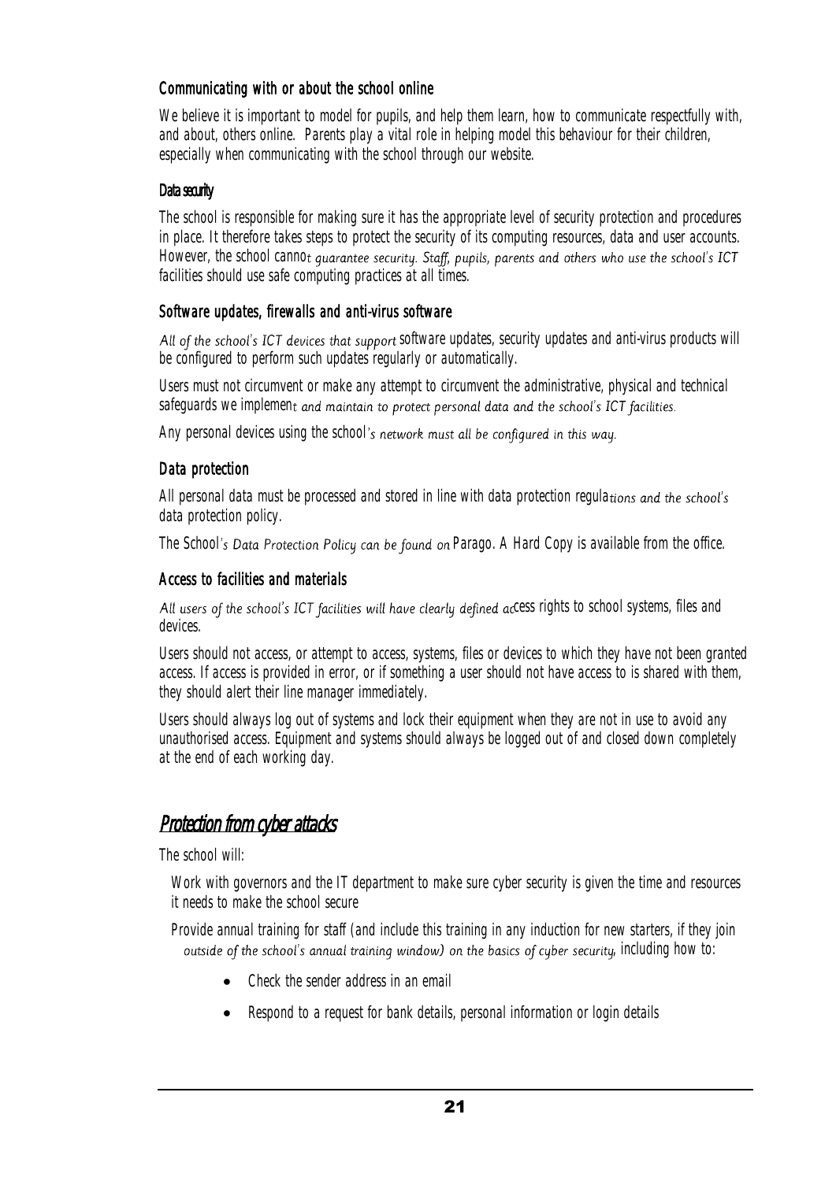### Communicating with or about the school online

We believe it is important to model for pupils, and help them learn, how to communicate respectfully with, and about, others online. Parents play a vital role in helping model this behaviour for their children, especially when communicating with the school through our website.

### Data security

The school is responsible for making sure it has the appropriate level of security protection and procedures in place. It therefore takes steps to protect the security of its computing resources, data and user accounts. However, the school cannot guarantee security. Staff, pupils, parents and others who use the school's ICT facilities should use safe computing practices at all times.

### Software updates, firewalls and anti-virus software

All of the school's ICT devices that support software updates, security updates and anti-virus products will be configured to perform such updates regularly or automatically.

Users must not circumvent or make any attempt to circumvent the administrative, physical and technical safeguards we implement and maintain to protect personal data and the school's ICT facilities.

Any personal devices using the school's network must all be configured in this way.

### Data protection

All personal data must be processed and stored in line with data protection regulations and the school's data protection policy.

The School's Data Protection Policy can be found on Parago. A Hard Copy is available from the office.

### Access to facilities and materials

All users of the school's ICT facilities will have clearly defined access rights to school systems, files and devices.

Users should not access, or attempt to access, systems, files or devices to which they have not been granted access. If access is provided in error, or if something a user should not have access to is shared with them, they should alert their line manager immediately.

Users should always log out of systems and lock their equipment when they are not in use to avoid any unauthorised access. Equipment and systems should always be logged out of and closed down completely at the end of each working day.

## Protection from cyber attacks

The school will:

- Work with governors and the IT department to make sure cyber security is given the time and resources it needs to make the school secure
- Provide annual training for staff (and include this training in any induction for new starters, if they join outside of the school's annual training window) on the basics of cyber security, including how to:
    - Check the sender address in an email
    - Respond to a request for bank details, personal information or login details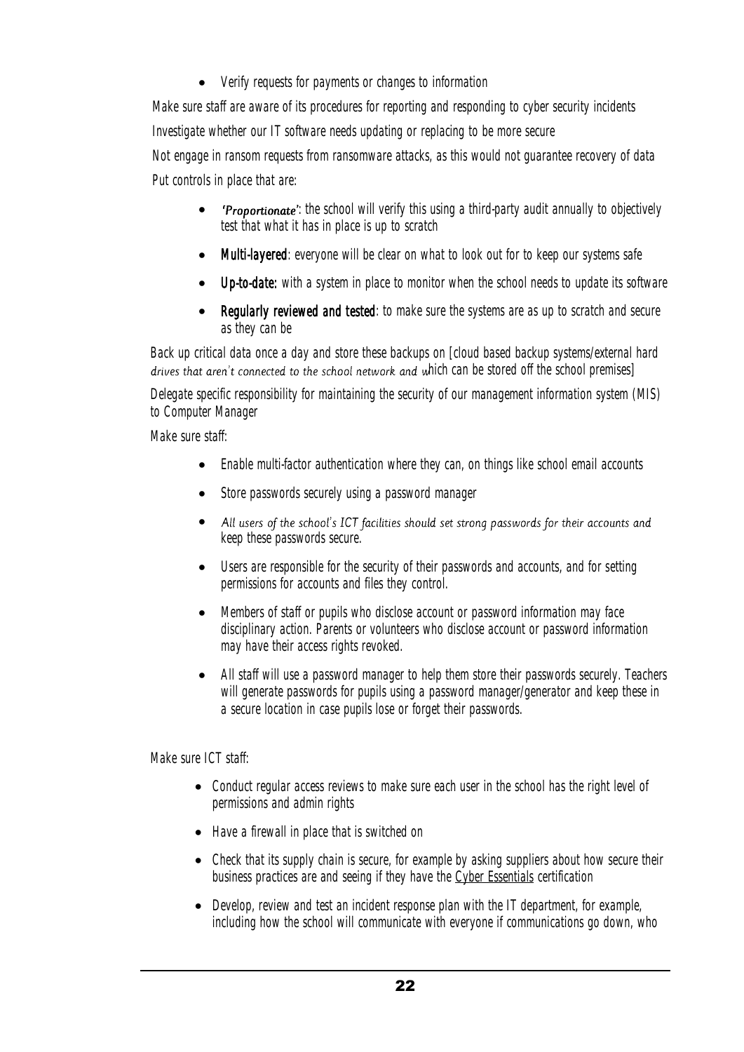- Verify requests for payments or changes to information

Make sure staff are aware of its procedures for reporting and responding to cyber security incidents

Investigate whether our IT software needs updating or replacing to be more secure

Not engage in ransom requests from ransomware attacks, as this would not guarantee recovery of data

Put controls in place that are:

- **'Proportionate'**: the school will verify this using a third-party audit annually to objectively test that what it has in place is up to scratch
- **Multi-layered**: everyone will be clear on what to look out for to keep our systems safe
- **Up-to-date:** with a system in place to monitor when the school needs to update its software
- **Regularly reviewed and tested**: to make sure the systems are as up to scratch and secure as they can be

Back up critical data once a day and store these backups on [cloud based backup systems/external hard drives that aren't connected to the school network and which can be stored off the school premises]

Delegate specific responsibility for maintaining the security of our management information system (MIS) to Computer Manager

Make sure staff:

- Enable multi-factor authentication where they can, on things like school email accounts
- Store passwords securely using a password manager
- All users of the school's ICT facilities should set strong passwords for their accounts and keep these passwords secure.
- Users are responsible for the security of their passwords and accounts, and for setting permissions for accounts and files they control.
- Members of staff or pupils who disclose account or password information may face disciplinary action. Parents or volunteers who disclose account or password information may have their access rights revoked.
- All staff will use a password manager to help them store their passwords securely. Teachers will generate passwords for pupils using a password manager/generator and keep these in a secure location in case pupils lose or forget their passwords.

Make sure ICT staff:

- Conduct regular access reviews to make sure each user in the school has the right level of permissions and admin rights
- Have a firewall in place that is switched on
- Check that its supply chain is secure, for example by asking suppliers about how secure their business practices are and seeing if they have the Cyber Essentials certification
- Develop, review and test an incident response plan with the IT department, for example, including how the school will communicate with everyone if communications go down, who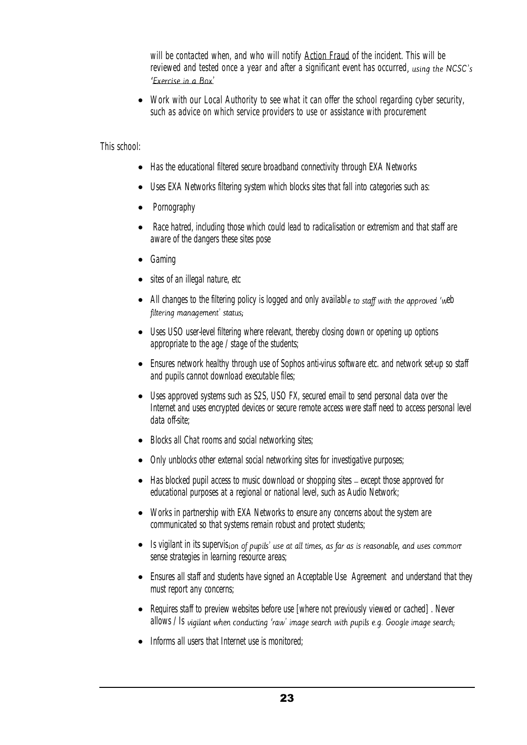will be contacted when, and who will notify Action Fraud of the incident. This will be reviewed and tested once a year and after a significant event has occurred, using the NCSC's 'Exercise in a Box'

- Work with our Local Authority to see what it can offer the school regarding cyber security, such as advice on which service providers to use or assistance with procurement

This school:

- Has the educational filtered secure broadband connectivity through EXA Networks
- Uses EXA Networks filtering system which blocks sites that fall into categories such as:
- Pornography
- Race hatred, including those which could lead to radicalisation or extremism and that staff are aware of the dangers these sites pose
- Gaming
- sites of an illegal nature, etc
- All changes to the filtering policy is logged and only available to staff with the approved 'web filtering management' status;
- Uses USO user-level filtering where relevant, thereby closing down or opening up options appropriate to the age / stage of the students;
- Ensures network healthy through use of Sophos anti-virus software etc. and network set-up so staff and pupils cannot download executable files;
- Uses approved systems such as S2S, USO FX, secured email to send personal data over the Internet and uses encrypted devices or secure remote access were staff need to access personal level data off-site;
- Blocks all Chat rooms and social networking sites;
- Only unblocks other external social networking sites for investigative purposes;
- Has blocked pupil access to music download or shopping sites – except those approved for educational purposes at a regional or national level, such as Audio Network;
- Works in partnership with EXA Networks to ensure any concerns about the system are communicated so that systems remain robust and protect students;
- Is vigilant in its supervision of pupils' use at all times, as far as is reasonable, and uses common-sense strategies in learning resource areas;
- Ensures all staff and students have signed an Acceptable Use Agreement and understand that they must report any concerns;
- Requires staff to preview websites before use [where not previously viewed or cached] . Never allows / Is vigilant when conducting 'raw' image search with pupils e.g. Google image search;
- Informs all users that Internet use is monitored;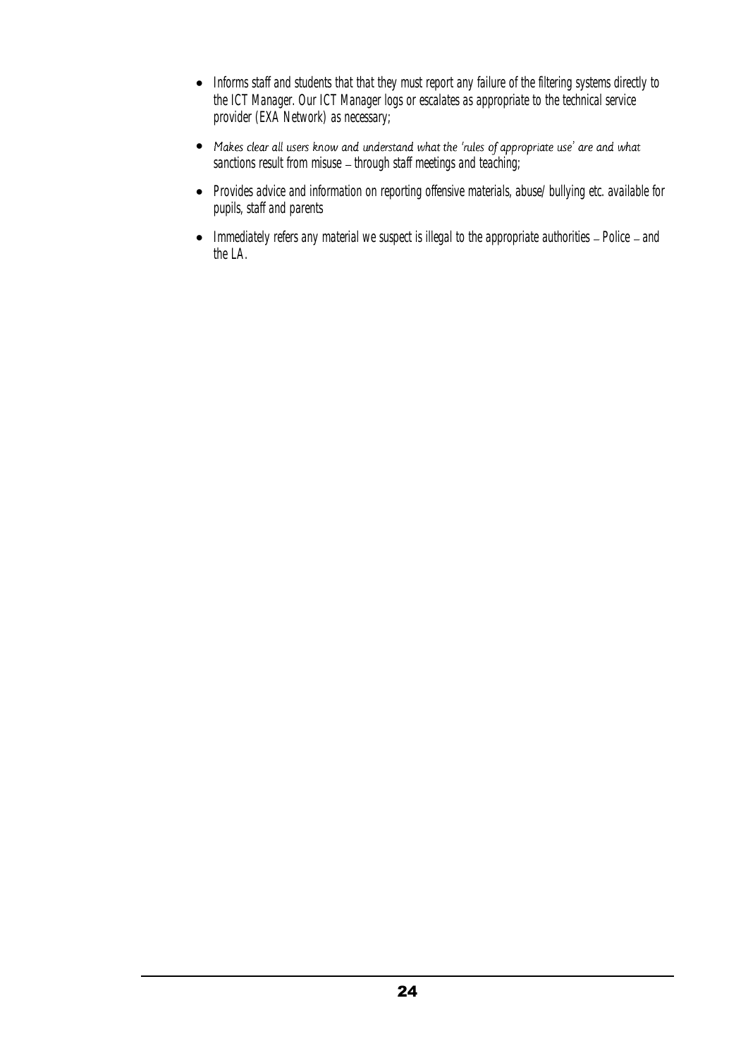- Informs staff and students that that they must report any failure of the filtering systems directly to the ICT Manager. Our ICT Manager logs or escalates as appropriate to the technical service provider (EXA Network) as necessary;
- Makes clear all users know and understand what the 'rules of appropriate use' are and what sanctions result from misuse – through staff meetings and teaching;
- Provides advice and information on reporting offensive materials, abuse/ bullying etc. available for pupils, staff and parents
- Immediately refers any material we suspect is illegal to the appropriate authorities – Police – and the LA.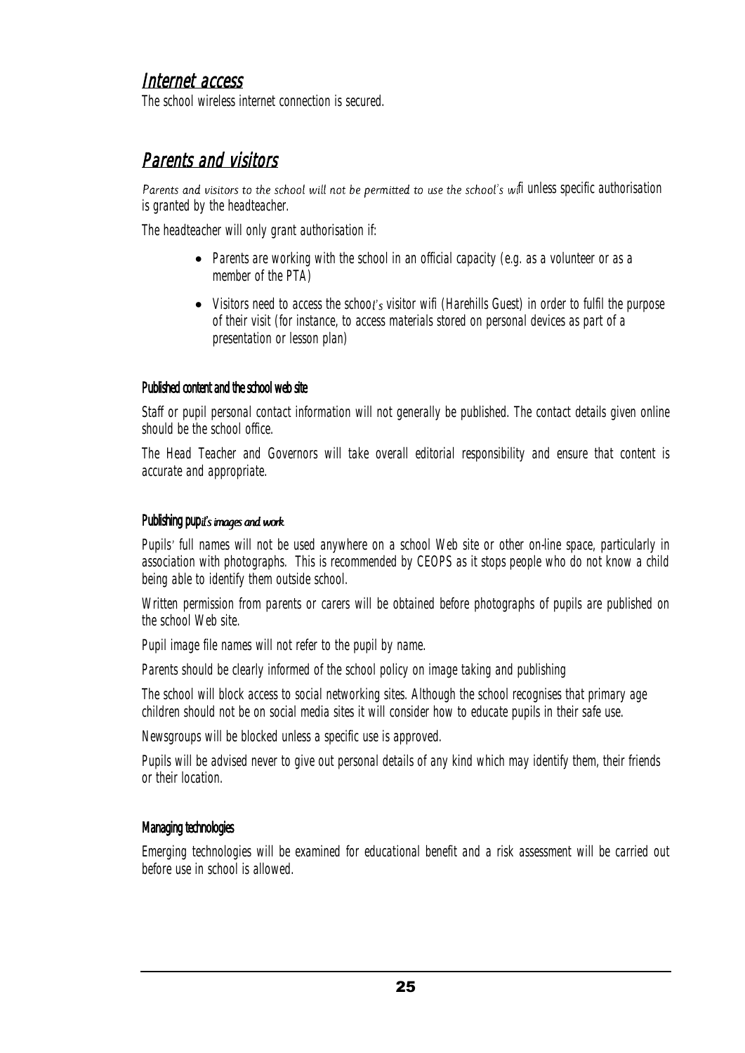## *Internet access*

The school wireless internet connection is secured.

## *Parents and visitors*

Parents and visitors to the school will not be permitted to use the school's wifi unless specific authorisation is granted by the headteacher.

The headteacher will only grant authorisation if:

- Parents are working with the school in an official capacity (e.g. as a volunteer or as a member of the PTA)
- Visitors need to access the school's visitor wifi (Harehills Guest) in order to fulfil the purpose of their visit (for instance, to access materials stored on personal devices as part of a presentation or lesson plan)

### Published content and the school web site

Staff or pupil personal contact information will not generally be published. The contact details given online should be the school office.

The Head Teacher and Governors will take overall editorial responsibility and ensure that content is accurate and appropriate.

### Publishing pupil's images and work

Pupils' full names will not be used anywhere on a school Web site or other on-line space, particularly in association with photographs. This is recommended by CEOPS as it stops people who do not know a child being able to identify them outside school.

Written permission from parents or carers will be obtained before photographs of pupils are published on the school Web site.

Pupil image file names will not refer to the pupil by name.

Parents should be clearly informed of the school policy on image taking and publishing

The school will block access to social networking sites. Although the school recognises that primary age children should not be on social media sites it will consider how to educate pupils in their safe use.

Newsgroups will be blocked unless a specific use is approved.

Pupils will be advised never to give out personal details of any kind which may identify them, their friends or their location.

### Managing technologies

Emerging technologies will be examined for educational benefit and a risk assessment will be carried out before use in school is allowed.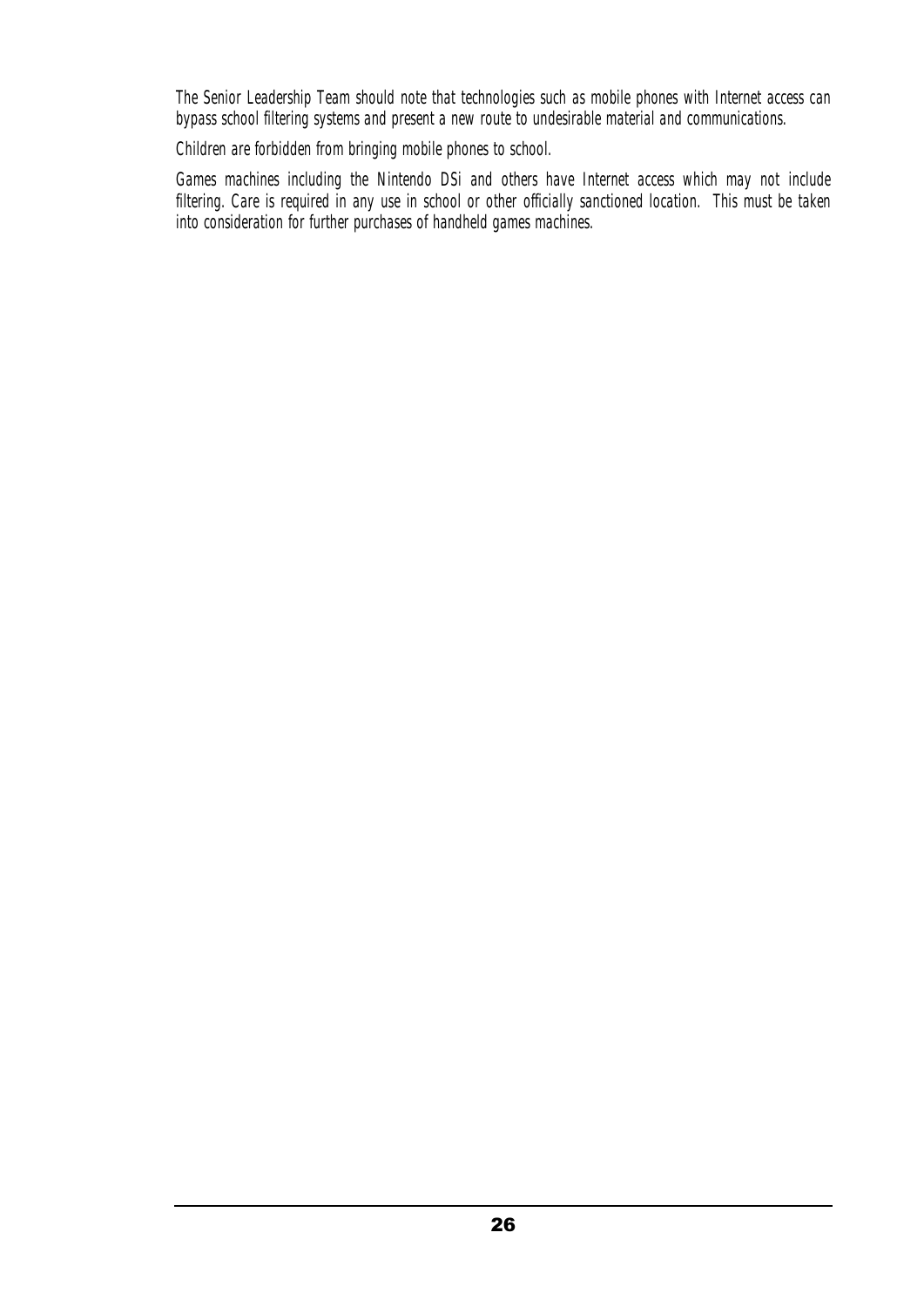*The Senior Leadership Team should note that technologies such as mobile phones with Internet access can bypass school filtering systems and present a new route to undesirable material and communications.*

*Children are forbidden from bringing mobile phones to school.*

*Games machines including the Nintendo DSi and others have Internet access which may not include filtering. Care is required in any use in school or other officially sanctioned location. This must be taken into consideration for further purchases of handheld games machines.*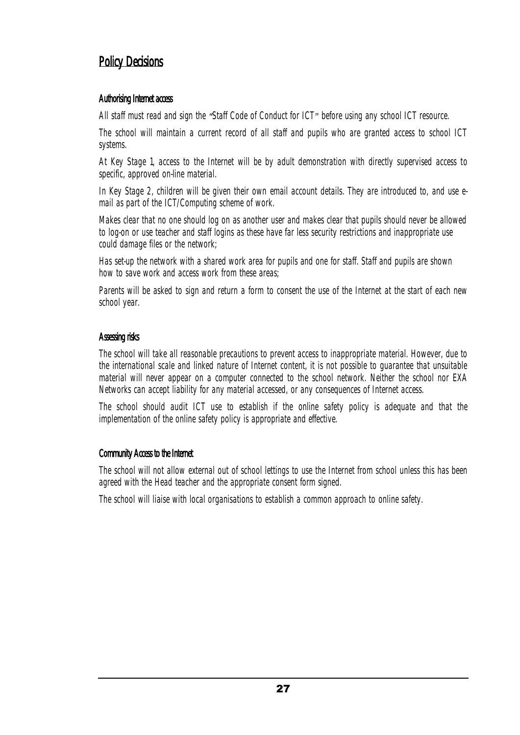## Policy Decisions

### Authorising Internet access

All staff must read and sign the "Staff Code of Conduct for ICT" before using any school ICT resource.

The school will maintain a current record of all staff and pupils who are granted access to school ICT systems.

At Key Stage 1, access to the Internet will be by adult demonstration with directly supervised access to specific, approved on-line material.

In Key Stage 2, children will be given their own email account details. They are introduced to, and use e-mail as part of the ICT/Computing scheme of work.

Makes clear that no one should log on as another user and makes clear that pupils should never be allowed to log-on or use teacher and staff logins as these have far less security restrictions and inappropriate use could damage files or the network;

Has set-up the network with a shared work area for pupils and one for staff. Staff and pupils are shown how to save work and access work from these areas;

Parents will be asked to sign and return a form to consent the use of the Internet at the start of each new school year.

### Assessing risks

The school will take all reasonable precautions to prevent access to inappropriate material. However, due to the international scale and linked nature of Internet content, it is not possible to guarantee that unsuitable material will never appear on a computer connected to the school network. Neither the school nor EXA Networks can accept liability for any material accessed, or any consequences of Internet access.

The school should audit ICT use to establish if the online safety policy is adequate and that the implementation of the online safety policy is appropriate and effective.

### Community Access to the Internet

The school will not allow external out of school lettings to use the Internet from school unless this has been agreed with the Head teacher and the appropriate consent form signed.

The school will liaise with local organisations to establish a common approach to online safety.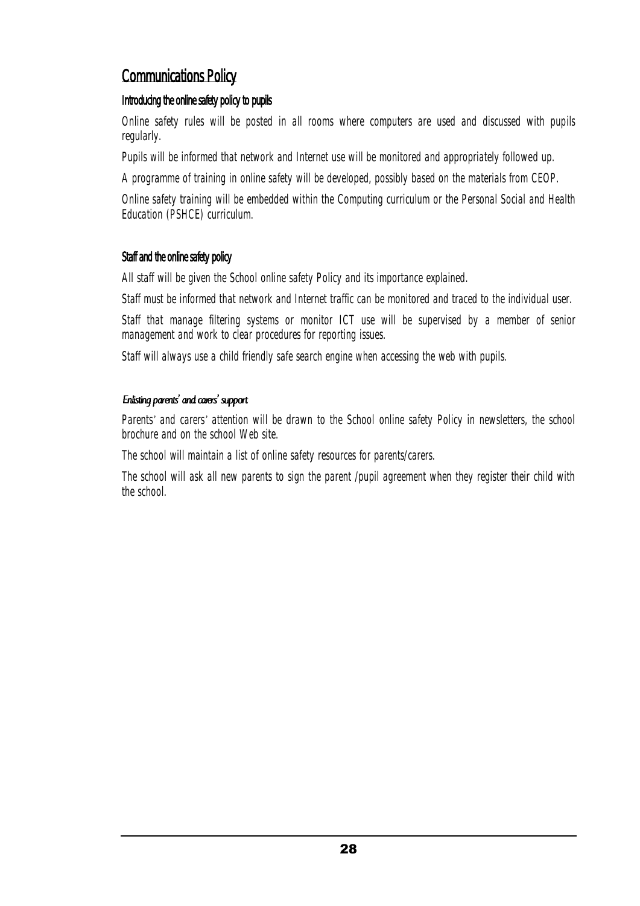## Communications Policy

### Introducing the online safety policy to pupils

Online safety rules will be posted in all rooms where computers are used and discussed with pupils regularly.

Pupils will be informed that network and Internet use will be monitored and appropriately followed up.

A programme of training in online safety will be developed, possibly based on the materials from CEOP.

Online safety training will be embedded within the Computing curriculum or the Personal Social and Health Education (PSHCE) curriculum.

### Staff and the online safety policy

All staff will be given the School online safety Policy and its importance explained.

Staff must be informed that network and Internet traffic can be monitored and traced to the individual user.

Staff that manage filtering systems or monitor ICT use will be supervised by a member of senior management and work to clear procedures for reporting issues.

Staff will always use a child friendly safe search engine when accessing the web with pupils.

### *Enlisting parents' and carers' support*

Parents' and carers' attention will be drawn to the School online safety Policy in newsletters, the school brochure and on the school Web site.

The school will maintain a list of online safety resources for parents/carers.

The school will ask all new parents to sign the parent /pupil agreement when they register their child with the school.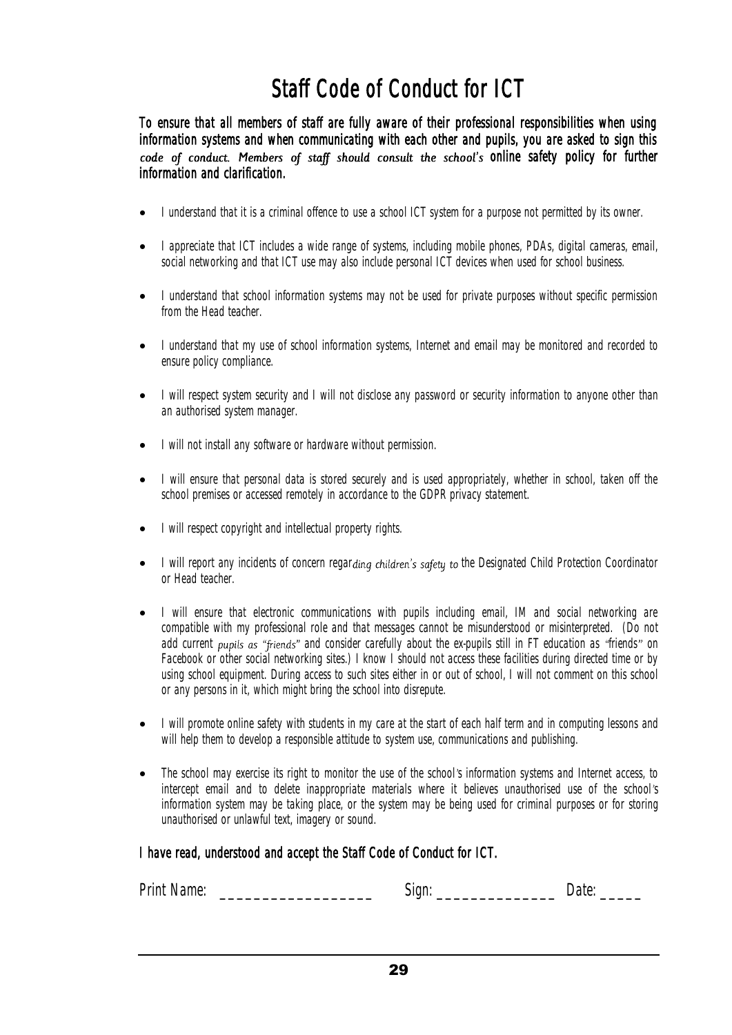# Staff Code of Conduct for ICT

**To ensure that all members of staff are fully aware of their professional responsibilities when using information systems and when communicating with each other and pupils, you are asked to sign this code of conduct. Members of staff should consult the school's online safety policy for further information and clarification.**

- I understand that it is a criminal offence to use a school ICT system for a purpose not permitted by its owner.
- I appreciate that ICT includes a wide range of systems, including mobile phones, PDAs, digital cameras, email, social networking and that ICT use may also include personal ICT devices when used for school business.
- I understand that school information systems may not be used for private purposes without specific permission from the Head teacher.
- I understand that my use of school information systems, Internet and email may be monitored and recorded to ensure policy compliance.
- I will respect system security and I will not disclose any password or security information to anyone other than an authorised system manager.
- I will not install any software or hardware without permission.
- I will ensure that personal data is stored securely and is used appropriately, whether in school, taken off the school premises or accessed remotely in accordance to the GDPR privacy statement.
- I will respect copyright and intellectual property rights.
- I will report any incidents of concern regarding children's safety to the Designated Child Protection Coordinator or Head teacher.
- I will ensure that electronic communications with pupils including email, IM and social networking are compatible with my professional role and that messages cannot be misunderstood or misinterpreted. (Do not add current pupils as "friends" and consider carefully about the ex-pupils still in FT education as "friends" on Facebook or other social networking sites.) I know I should not access these facilities during directed time or by using school equipment. During access to such sites either in or out of school, I will not comment on this school or any persons in it, which might bring the school into disrepute.
- I will promote online safety with students in my care at the start of each half term and in computing lessons and will help them to develop a responsible attitude to system use, communications and publishing.
- The school may exercise its right to monitor the use of the school's information systems and Internet access, to intercept email and to delete inappropriate materials where it believes unauthorised use of the school's information system may be taking place, or the system may be being used for criminal purposes or for storing unauthorised or unlawful text, imagery or sound.

**I have read, understood and accept the Staff Code of Conduct for ICT.**

Print Name: ___________________ Sign: _______________ Date: _____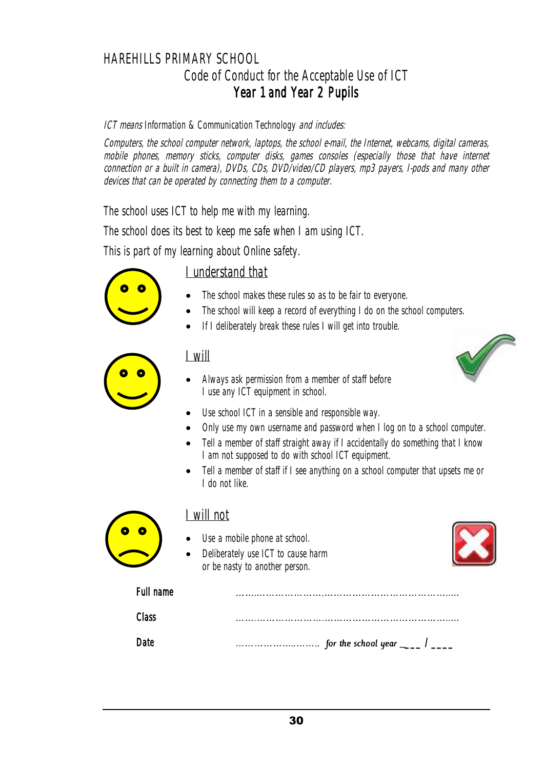# HAREHILLS PRIMARY SCHOOL

## Code of Conduct for the Acceptable Use of ICT

## Year 1 and Year 2 Pupils

*ICT means* Information & Communication Technology *and includes:*

*Computers, the school computer network, laptops, the school e-mail, the Internet, webcams, digital cameras, mobile phones, memory sticks, computer disks, games consoles (especially those that have internet connection or a built in camera), DVDs, CDs, DVD/video/CD players, mp3 payers, I-pods and many other devices that can be operated by connecting them to a computer.*

The school uses ICT to help me with my learning.

The school does its best to keep me safe when I am using ICT.

This is part of my learning about Online safety.

### I understand that

- The school makes these rules so as to be fair to everyone.
- The school will keep a record of everything I do on the school computers.
- If I deliberately break these rules I will get into trouble.

### I will

- Always ask permission from a member of staff before I use any ICT equipment in school.
- Use school ICT in a sensible and responsible way.
- Only use my own username and password when I log on to a school computer.
- Tell a member of staff straight away if I accidentally do something that I know I am not supposed to do with school ICT equipment.
- Tell a member of staff if I see anything on a school computer that upsets me or I do not like.

### I will not

- Use a mobile phone at school.
- Deliberately use ICT to cause harm or be nasty to another person.

**Full name** ……………………………………………………………………

**Class** ……………………………………………………………………

**Date** ……………………….. *for the school year* ___ / ____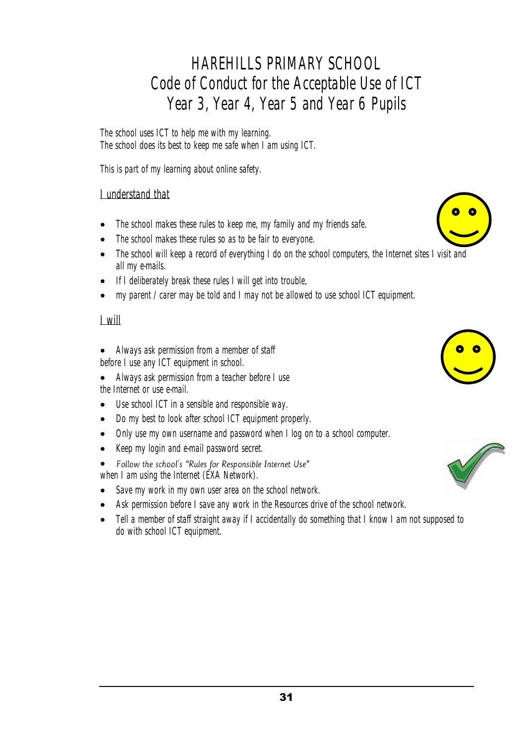# HAREHILLS PRIMARY SCHOOL
## Code of Conduct for the Acceptable Use of ICT
## Year 3, Year 4, Year 5 and Year 6 Pupils

The school uses ICT to help me with my learning.
The school does its best to keep me safe when I am using ICT.

This is part of my learning about online safety.

### I understand that

- The school makes these rules to keep me, my family and my friends safe.
- The school makes these rules so as to be fair to everyone.
- The school will keep a record of everything I do on the school computers, the Internet sites I visit and all my e-mails.
- If I deliberately break these rules I will get into trouble,
- my parent / carer may be told and I may not be allowed to use school ICT equipment.

### I will

- Always ask permission from a member of staff before I use any ICT equipment in school.
- Always ask permission from a teacher before I use the Internet or use e-mail.
- Use school ICT in a sensible and responsible way.
- Do my best to look after school ICT equipment properly.
- Only use my own username and password when I log on to a school computer.
- Keep my login and e-mail password secret.
- *Follow the school's "Rules for Responsible Internet Use"* when I am using the Internet (EXA Network).
- Save my work in my own user area on the school network.
- Ask permission before I save any work in the Resources drive of the school network.
- Tell a member of staff straight away if I accidentally do something that I know I am not supposed to do with school ICT equipment.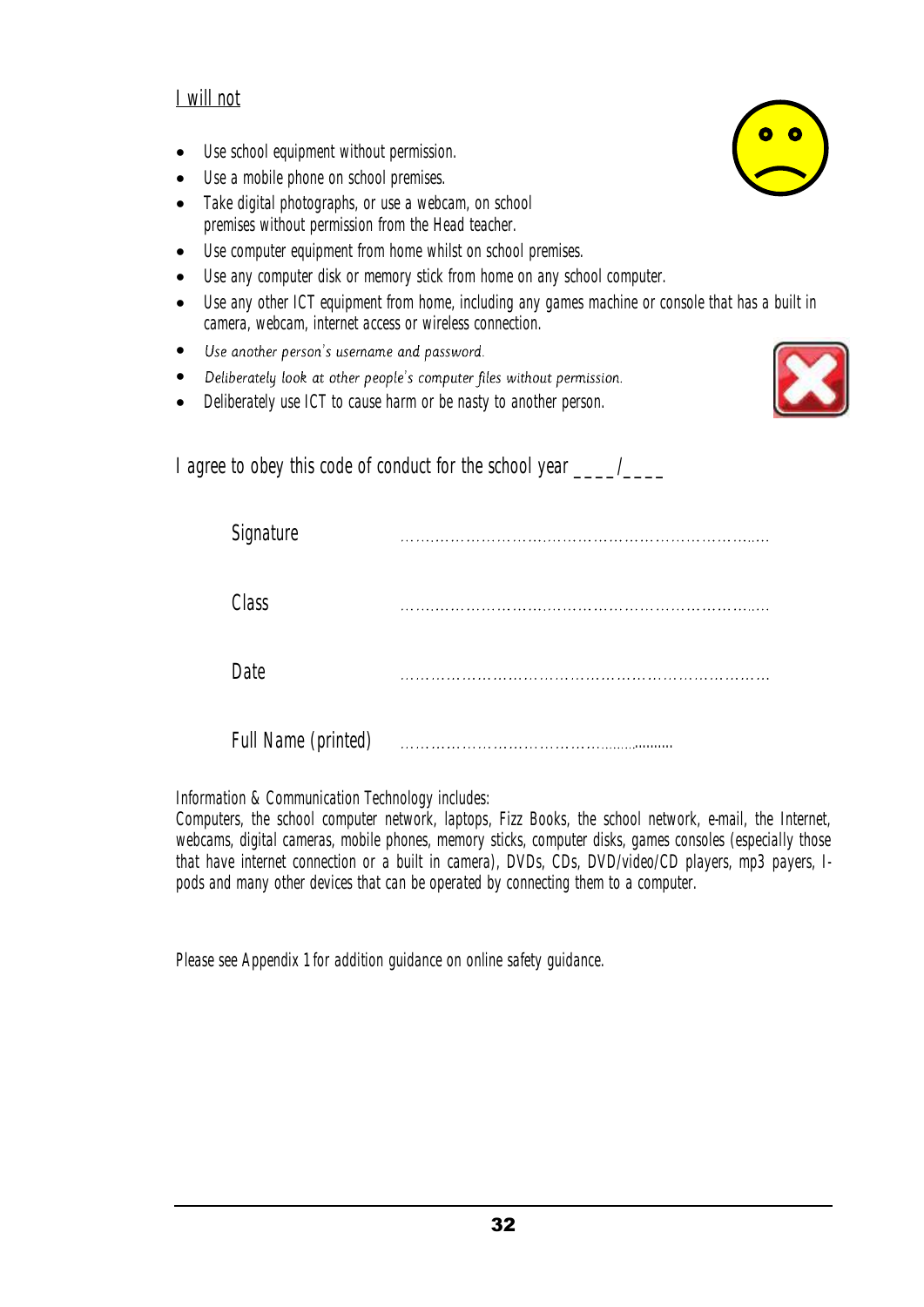I will not

- Use school equipment without permission.
- Use a mobile phone on school premises.
- Take digital photographs, or use a webcam, on school premises without permission from the Head teacher.
- Use computer equipment from home whilst on school premises.
- Use any computer disk or memory stick from home on any school computer.
- Use any other ICT equipment from home, including any games machine or console that has a built in camera, webcam, internet access or wireless connection.
- *Use another person's username and password.*
- *Deliberately look at other people's computer files without permission.*
- Deliberately use ICT to cause harm or be nasty to another person.

I agree to obey this code of conduct for the school year ____/____

Signature ……………………………………………………………………

Class ……………………………………………………………………

Date ……………………………………………………………………

Full Name (printed) ……………………………………………………

Information & Communication Technology includes:
Computers, the school computer network, laptops, Fizz Books, the school network, e-mail, the Internet, webcams, digital cameras, mobile phones, memory sticks, computer disks, games consoles (especially those that have internet connection or a built in camera), DVDs, CDs, DVD/video/CD players, mp3 payers, I-pods and many other devices that can be operated by connecting them to a computer.

Please see Appendix 1 for addition guidance on online safety guidance.